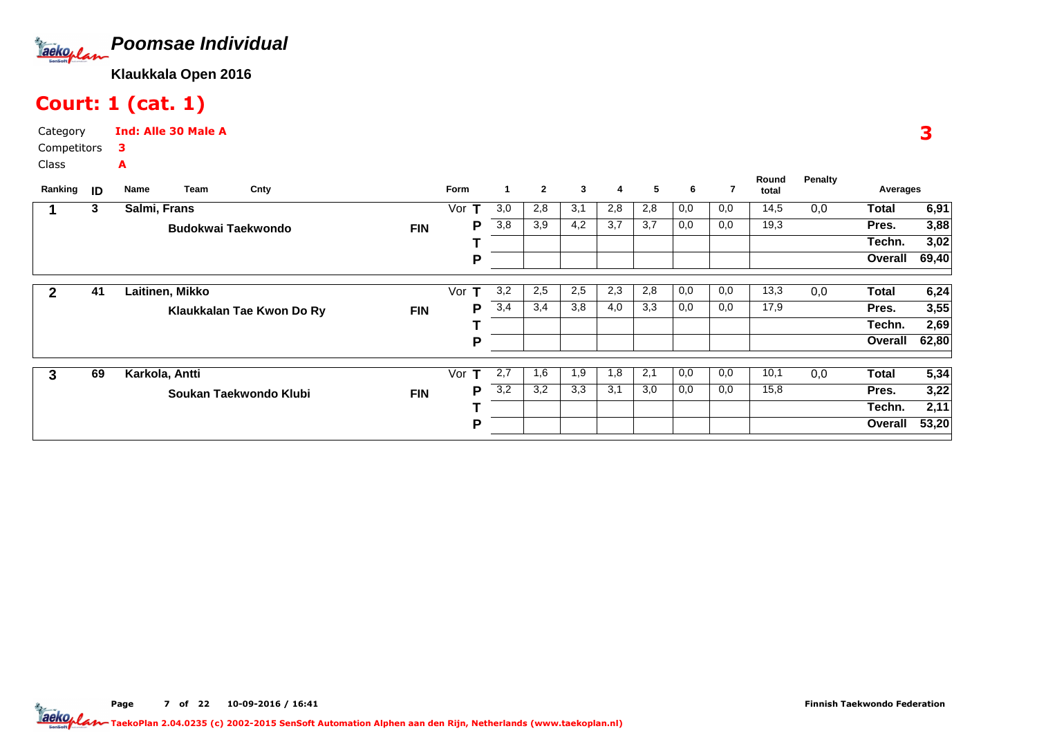# Poomsae Individual

**Klaukkala Open 2016**

## Court: 1 (cat. 1)

Category **Ind: Alle 30 Male A**
Competitors **3**
Class **A**

**3**

| Ranking | ID | Name | Team | Cnty | Form | | 1 | 2 | 3 | 4 | 5 | 6 | 7 | Round total | Penalty | Averages | |
|---|---|---|---|---|---|---|---|---|---|---|---|---|---|---|---|---|---|
| **1** | **3** | **Salmi, Frans** | | | Vor | **T** | 3,0 | 2,8 | 3,1 | 2,8 | 2,8 | 0,0 | 0,0 | 14,5 | 0,0 | **Total** | **6,91** |
| | | | **Budokwai Taekwondo** | **FIN** | | **P** | 3,8 | 3,9 | 4,2 | 3,7 | 3,7 | 0,0 | 0,0 | 19,3 | | **Pres.** | **3,88** |
| | | | | | | **T** | | | | | | | | | | **Techn.** | **3,02** |
| | | | | | | **P** | | | | | | | | | | **Overall** | **69,40** |
| **2** | **41** | **Laitinen, Mikko** | | | Vor | **T** | 3,2 | 2,5 | 2,5 | 2,3 | 2,8 | 0,0 | 0,0 | 13,3 | 0,0 | **Total** | **6,24** |
| | | | **Klaukkalan Tae Kwon Do Ry** | **FIN** | | **P** | 3,4 | 3,4 | 3,8 | 4,0 | 3,3 | 0,0 | 0,0 | 17,9 | | **Pres.** | **3,55** |
| | | | | | | **T** | | | | | | | | | | **Techn.** | **2,69** |
| | | | | | | **P** | | | | | | | | | | **Overall** | **62,80** |
| **3** | **69** | **Karkola, Antti** | | | Vor | **T** | 2,7 | 1,6 | 1,9 | 1,8 | 2,1 | 0,0 | 0,0 | 10,1 | 0,0 | **Total** | **5,34** |
| | | | **Soukan Taekwondo Klubi** | **FIN** | | **P** | 3,2 | 3,2 | 3,3 | 3,1 | 3,0 | 0,0 | 0,0 | 15,8 | | **Pres.** | **3,22** |
| | | | | | | **T** | | | | | | | | | | **Techn.** | **2,11** |
| | | | | | | **P** | | | | | | | | | | **Overall** | **53,20** |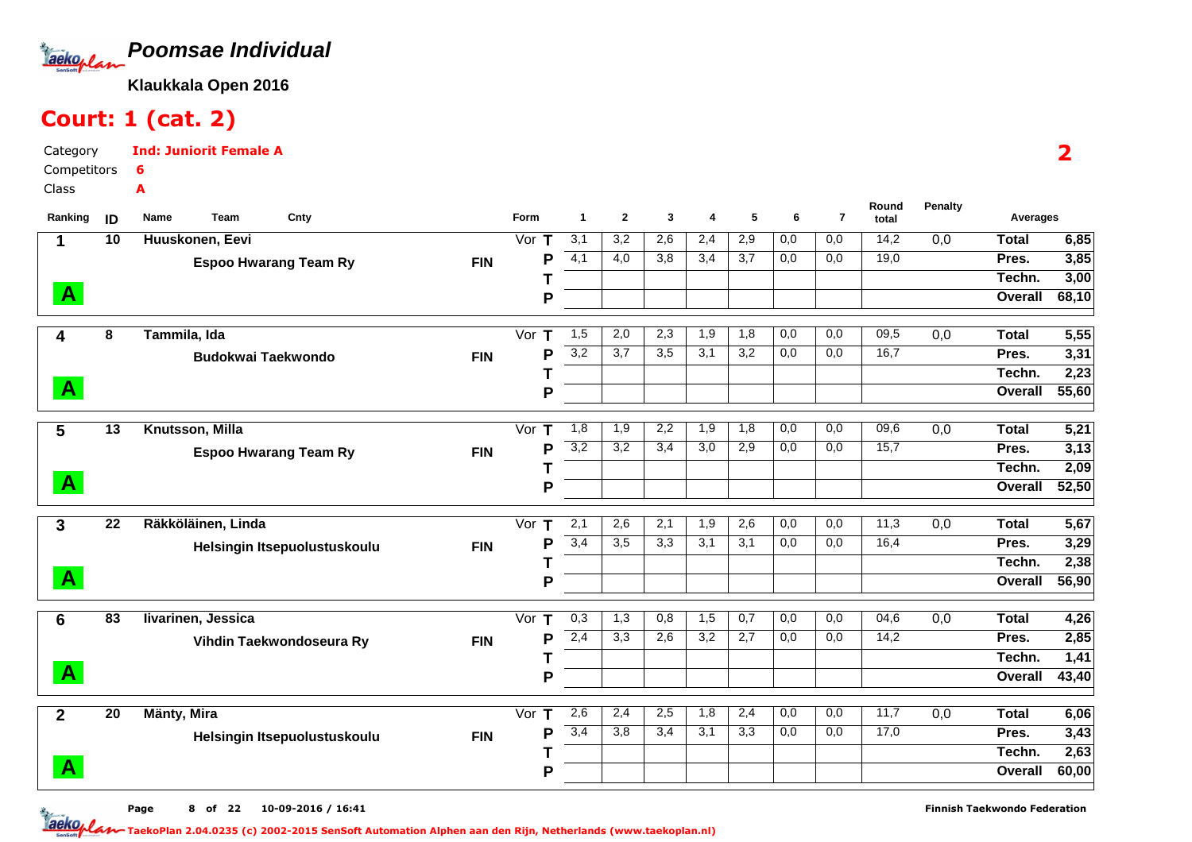# Poomsae Individual

**Klaukkala Open 2016**

## Court: 1 (cat. 2)

Category **Ind: Juniorit Female A**
Competitors **6**
Class **A**

**2**

| Ranking | ID | Name / Team | Cnty | Form | | 1 | 2 | 3 | 4 | 5 | 6 | 7 | Round total | Penalty | Averages | |
|---|---|---|---|---|---|---|---|---|---|---|---|---|---|---|---|---|
| 1 | 10 | Huuskonen, Eevi | | Vor | T | 3,1 | 3,2 | 2,6 | 2,4 | 2,9 | 0,0 | 0,0 | 14,2 | 0,0 | Total | 6,85 |
| | | Espoo Hwarang Team Ry | FIN | | P | 4,1 | 4,0 | 3,8 | 3,4 | 3,7 | 0,0 | 0,0 | 19,0 | | Pres. | 3,85 |
| | | | | | T | | | | | | | | | | Techn. | 3,00 |
| A | | | | | P | | | | | | | | | | Overall | 68,10 |
| 4 | 8 | Tammila, Ida | | Vor | T | 1,5 | 2,0 | 2,3 | 1,9 | 1,8 | 0,0 | 0,0 | 09,5 | 0,0 | Total | 5,55 |
| | | Budokwai Taekwondo | FIN | | P | 3,2 | 3,7 | 3,5 | 3,1 | 3,2 | 0,0 | 0,0 | 16,7 | | Pres. | 3,31 |
| | | | | | T | | | | | | | | | | Techn. | 2,23 |
| A | | | | | P | | | | | | | | | | Overall | 55,60 |
| 5 | 13 | Knutsson, Milla | | Vor | T | 1,8 | 1,9 | 2,2 | 1,9 | 1,8 | 0,0 | 0,0 | 09,6 | 0,0 | Total | 5,21 |
| | | Espoo Hwarang Team Ry | FIN | | P | 3,2 | 3,2 | 3,4 | 3,0 | 2,9 | 0,0 | 0,0 | 15,7 | | Pres. | 3,13 |
| | | | | | T | | | | | | | | | | Techn. | 2,09 |
| A | | | | | P | | | | | | | | | | Overall | 52,50 |
| 3 | 22 | Räkköläinen, Linda | | Vor | T | 2,1 | 2,6 | 2,1 | 1,9 | 2,6 | 0,0 | 0,0 | 11,3 | 0,0 | Total | 5,67 |
| | | Helsingin Itsepuolustuskoulu | FIN | | P | 3,4 | 3,5 | 3,3 | 3,1 | 3,1 | 0,0 | 0,0 | 16,4 | | Pres. | 3,29 |
| | | | | | T | | | | | | | | | | Techn. | 2,38 |
| A | | | | | P | | | | | | | | | | Overall | 56,90 |
| 6 | 83 | Iivarinen, Jessica | | Vor | T | 0,3 | 1,3 | 0,8 | 1,5 | 0,7 | 0,0 | 0,0 | 04,6 | 0,0 | Total | 4,26 |
| | | Vihdin Taekwondoseura Ry | FIN | | P | 2,4 | 3,3 | 2,6 | 3,2 | 2,7 | 0,0 | 0,0 | 14,2 | | Pres. | 2,85 |
| | | | | | T | | | | | | | | | | Techn. | 1,41 |
| A | | | | | P | | | | | | | | | | Overall | 43,40 |
| 2 | 20 | Mänty, Mira | | Vor | T | 2,6 | 2,4 | 2,5 | 1,8 | 2,4 | 0,0 | 0,0 | 11,7 | 0,0 | Total | 6,06 |
| | | Helsingin Itsepuolustuskoulu | FIN | | P | 3,4 | 3,8 | 3,4 | 3,1 | 3,3 | 0,0 | 0,0 | 17,0 | | Pres. | 3,43 |
| | | | | | T | | | | | | | | | | Techn. | 2,63 |
| A | | | | | P | | | | | | | | | | Overall | 60,00 |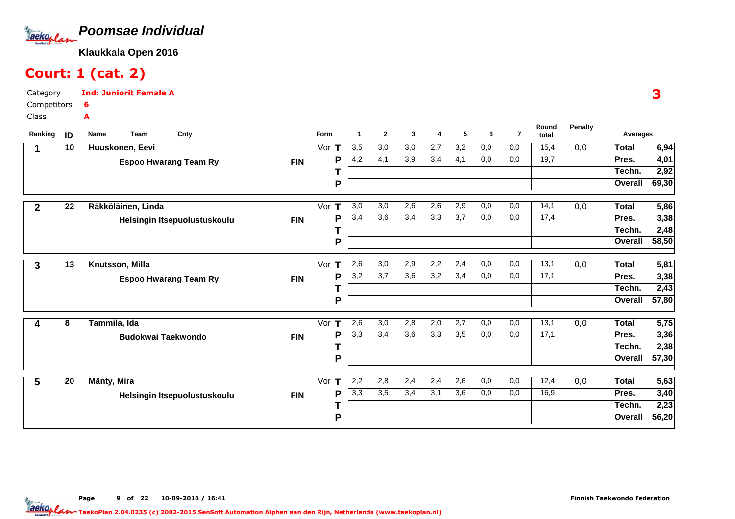# *Poomsae Individual*

**Klaukkala Open 2016**

## Court: 1 (cat. 2)

Category **Ind: Juniorit Female A**
Competitors **6**
Class **A**

| Ranking | ID | Name / Team | Cnty | Form | | 1 | 2 | 3 | 4 | 5 | 6 | 7 | Round total | Penalty | Averages | |
|---|---|---|---|---|---|---|---|---|---|---|---|---|---|---|---|---|
| 1 | 10 | Huuskonen, Eevi | | Vor | T | 3,5 | 3,0 | 3,0 | 2,7 | 3,2 | 0,0 | 0,0 | 15,4 | 0,0 | Total | 6,94 |
| | | Espoo Hwarang Team Ry | FIN | | P | 4,2 | 4,1 | 3,9 | 3,4 | 4,1 | 0,0 | 0,0 | 19,7 | | Pres. | 4,01 |
| | | | | | T | | | | | | | | | | Techn. | 2,92 |
| | | | | | P | | | | | | | | | | Overall | 69,30 |
| 2 | 22 | Räkköläinen, Linda | | Vor | T | 3,0 | 3,0 | 2,6 | 2,6 | 2,9 | 0,0 | 0,0 | 14,1 | 0,0 | Total | 5,86 |
| | | Helsingin Itsepuolustuskoulu | FIN | | P | 3,4 | 3,6 | 3,4 | 3,3 | 3,7 | 0,0 | 0,0 | 17,4 | | Pres. | 3,38 |
| | | | | | T | | | | | | | | | | Techn. | 2,48 |
| | | | | | P | | | | | | | | | | Overall | 58,50 |
| 3 | 13 | Knutsson, Milla | | Vor | T | 2,6 | 3,0 | 2,9 | 2,2 | 2,4 | 0,0 | 0,0 | 13,1 | 0,0 | Total | 5,81 |
| | | Espoo Hwarang Team Ry | FIN | | P | 3,2 | 3,7 | 3,6 | 3,2 | 3,4 | 0,0 | 0,0 | 17,1 | | Pres. | 3,38 |
| | | | | | T | | | | | | | | | | Techn. | 2,43 |
| | | | | | P | | | | | | | | | | Overall | 57,80 |
| 4 | 8 | Tammila, Ida | | Vor | T | 2,6 | 3,0 | 2,8 | 2,0 | 2,7 | 0,0 | 0,0 | 13,1 | 0,0 | Total | 5,75 |
| | | Budokwai Taekwondo | FIN | | P | 3,3 | 3,4 | 3,6 | 3,3 | 3,5 | 0,0 | 0,0 | 17,1 | | Pres. | 3,36 |
| | | | | | T | | | | | | | | | | Techn. | 2,38 |
| | | | | | P | | | | | | | | | | Overall | 57,30 |
| 5 | 20 | Mänty, Mira | | Vor | T | 2,2 | 2,8 | 2,4 | 2,4 | 2,6 | 0,0 | 0,0 | 12,4 | 0,0 | Total | 5,63 |
| | | Helsingin Itsepuolustuskoulu | FIN | | P | 3,3 | 3,5 | 3,4 | 3,1 | 3,6 | 0,0 | 0,0 | 16,9 | | Pres. | 3,40 |
| | | | | | T | | | | | | | | | | Techn. | 2,23 |
| | | | | | P | | | | | | | | | | Overall | 56,20 |

10-09-2016 / 16:41

Finnish Taekwondo Federation

TaekoPlan 2.04.0235 (c) 2002-2015 SenSoft Automation Alphen aan den Rijn, Netherlands (www.taekoplan.nl)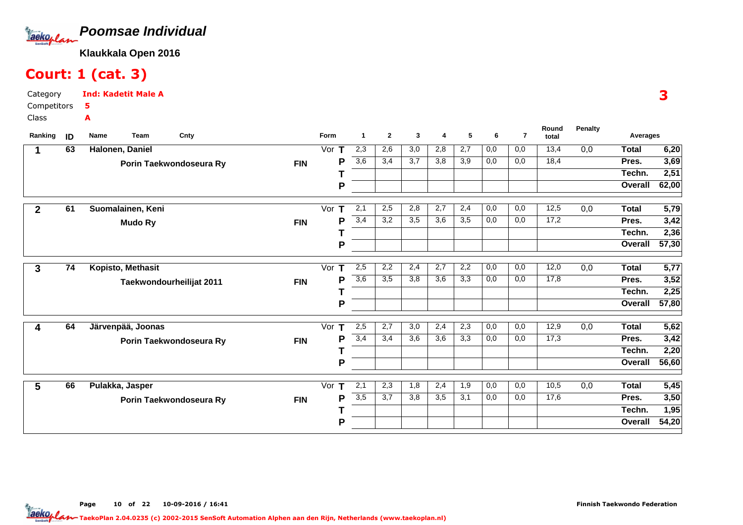# Poomsae Individual

**Klaukkala Open 2016**

## Court: 1 (cat. 3)

Category **Ind: Kadetit Male A**
Competitors **5**
Class **A**

**3**

| Ranking | ID | Name / Team | Cnty | Form | | 1 | 2 | 3 | 4 | 5 | 6 | 7 | Round total | Penalty | Averages | |
|---|---|---|---|---|---|---|---|---|---|---|---|---|---|---|---|---|
| 1 | 63 | Halonen, Daniel | | Vor | T | 2,3 | 2,6 | 3,0 | 2,8 | 2,7 | 0,0 | 0,0 | 13,4 | 0,0 | Total | 6,20 |
| | | Porin Taekwondoseura Ry | FIN | | P | 3,6 | 3,4 | 3,7 | 3,8 | 3,9 | 0,0 | 0,0 | 18,4 | | Pres. | 3,69 |
| | | | | | T | | | | | | | | | | Techn. | 2,51 |
| | | | | | P | | | | | | | | | | Overall | 62,00 |
| 2 | 61 | Suomalainen, Keni | | Vor | T | 2,1 | 2,5 | 2,8 | 2,7 | 2,4 | 0,0 | 0,0 | 12,5 | 0,0 | Total | 5,79 |
| | | Mudo Ry | FIN | | P | 3,4 | 3,2 | 3,5 | 3,6 | 3,5 | 0,0 | 0,0 | 17,2 | | Pres. | 3,42 |
| | | | | | T | | | | | | | | | | Techn. | 2,36 |
| | | | | | P | | | | | | | | | | Overall | 57,30 |
| 3 | 74 | Kopisto, Methasit | | Vor | T | 2,5 | 2,2 | 2,4 | 2,7 | 2,2 | 0,0 | 0,0 | 12,0 | 0,0 | Total | 5,77 |
| | | Taekwondourheilijat 2011 | FIN | | P | 3,6 | 3,5 | 3,8 | 3,6 | 3,3 | 0,0 | 0,0 | 17,8 | | Pres. | 3,52 |
| | | | | | T | | | | | | | | | | Techn. | 2,25 |
| | | | | | P | | | | | | | | | | Overall | 57,80 |
| 4 | 64 | Järvenpää, Joonas | | Vor | T | 2,5 | 2,7 | 3,0 | 2,4 | 2,3 | 0,0 | 0,0 | 12,9 | 0,0 | Total | 5,62 |
| | | Porin Taekwondoseura Ry | FIN | | P | 3,4 | 3,4 | 3,6 | 3,6 | 3,3 | 0,0 | 0,0 | 17,3 | | Pres. | 3,42 |
| | | | | | T | | | | | | | | | | Techn. | 2,20 |
| | | | | | P | | | | | | | | | | Overall | 56,60 |
| 5 | 66 | Pulakka, Jasper | | Vor | T | 2,1 | 2,3 | 1,8 | 2,4 | 1,9 | 0,0 | 0,0 | 10,5 | 0,0 | Total | 5,45 |
| | | Porin Taekwondoseura Ry | FIN | | P | 3,5 | 3,7 | 3,8 | 3,5 | 3,1 | 0,0 | 0,0 | 17,6 | | Pres. | 3,50 |
| | | | | | T | | | | | | | | | | Techn. | 1,95 |
| | | | | | P | | | | | | | | | | Overall | 54,20 |

10-09-2016 / 16:41

Finnish Taekwondo Federation

TaekoPlan 2.04.0235 (c) 2002-2015 SenSoft Automation Alphen aan den Rijn, Netherlands (www.taekoplan.nl)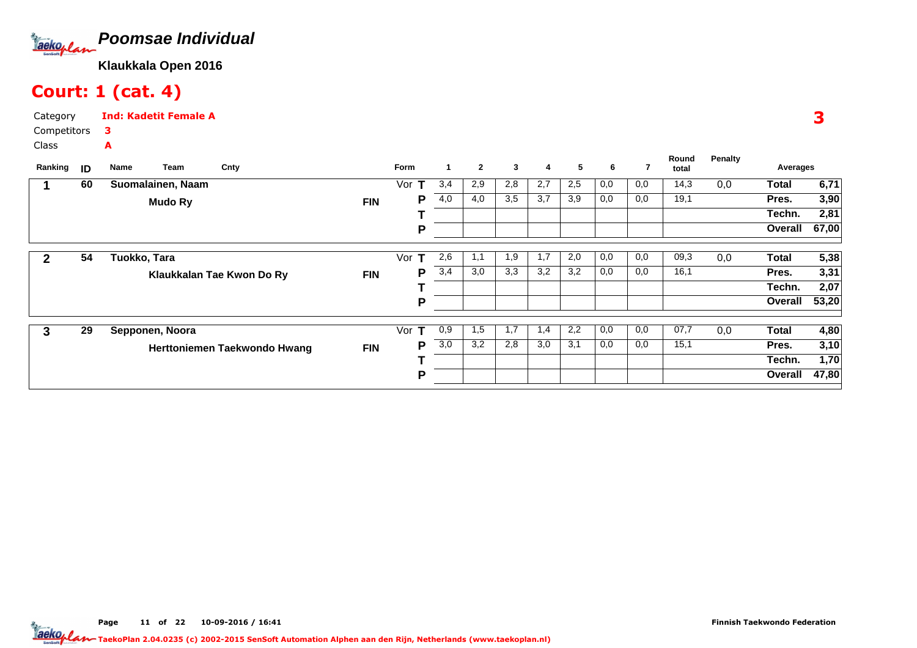# Poomsae Individual

**Klaukkala Open 2016**

## Court: 1 (cat. 4)

Category: **Ind: Kadetit Female A**
Competitors: **3**
Class: **A**

**3**

| Ranking | ID | Name / Team | Cnty | Form | | 1 | 2 | 3 | 4 | 5 | 6 | 7 | Round total | Penalty | Averages | |
|---|---|---|---|---|---|---|---|---|---|---|---|---|---|---|---|---|
| 1 | 60 | Suomalainen, Naam | | Vor | T | 3,4 | 2,9 | 2,8 | 2,7 | 2,5 | 0,0 | 0,0 | 14,3 | 0,0 | Total | 6,71 |
| | | Mudo Ry | FIN | | P | 4,0 | 4,0 | 3,5 | 3,7 | 3,9 | 0,0 | 0,0 | 19,1 | | Pres. | 3,90 |
| | | | | | T | | | | | | | | | | Techn. | 2,81 |
| | | | | | P | | | | | | | | | | Overall | 67,00 |
| 2 | 54 | Tuokko, Tara | | Vor | T | 2,6 | 1,1 | 1,9 | 1,7 | 2,0 | 0,0 | 0,0 | 09,3 | 0,0 | Total | 5,38 |
| | | Klaukkalan Tae Kwon Do Ry | FIN | | P | 3,4 | 3,0 | 3,3 | 3,2 | 3,2 | 0,0 | 0,0 | 16,1 | | Pres. | 3,31 |
| | | | | | T | | | | | | | | | | Techn. | 2,07 |
| | | | | | P | | | | | | | | | | Overall | 53,20 |
| 3 | 29 | Sepponen, Noora | | Vor | T | 0,9 | 1,5 | 1,7 | 1,4 | 2,2 | 0,0 | 0,0 | 07,7 | 0,0 | Total | 4,80 |
| | | Herttoniemen Taekwondo Hwang | FIN | | P | 3,0 | 3,2 | 2,8 | 3,0 | 3,1 | 0,0 | 0,0 | 15,1 | | Pres. | 3,10 |
| | | | | | T | | | | | | | | | | Techn. | 1,70 |
| | | | | | P | | | | | | | | | | Overall | 47,80 |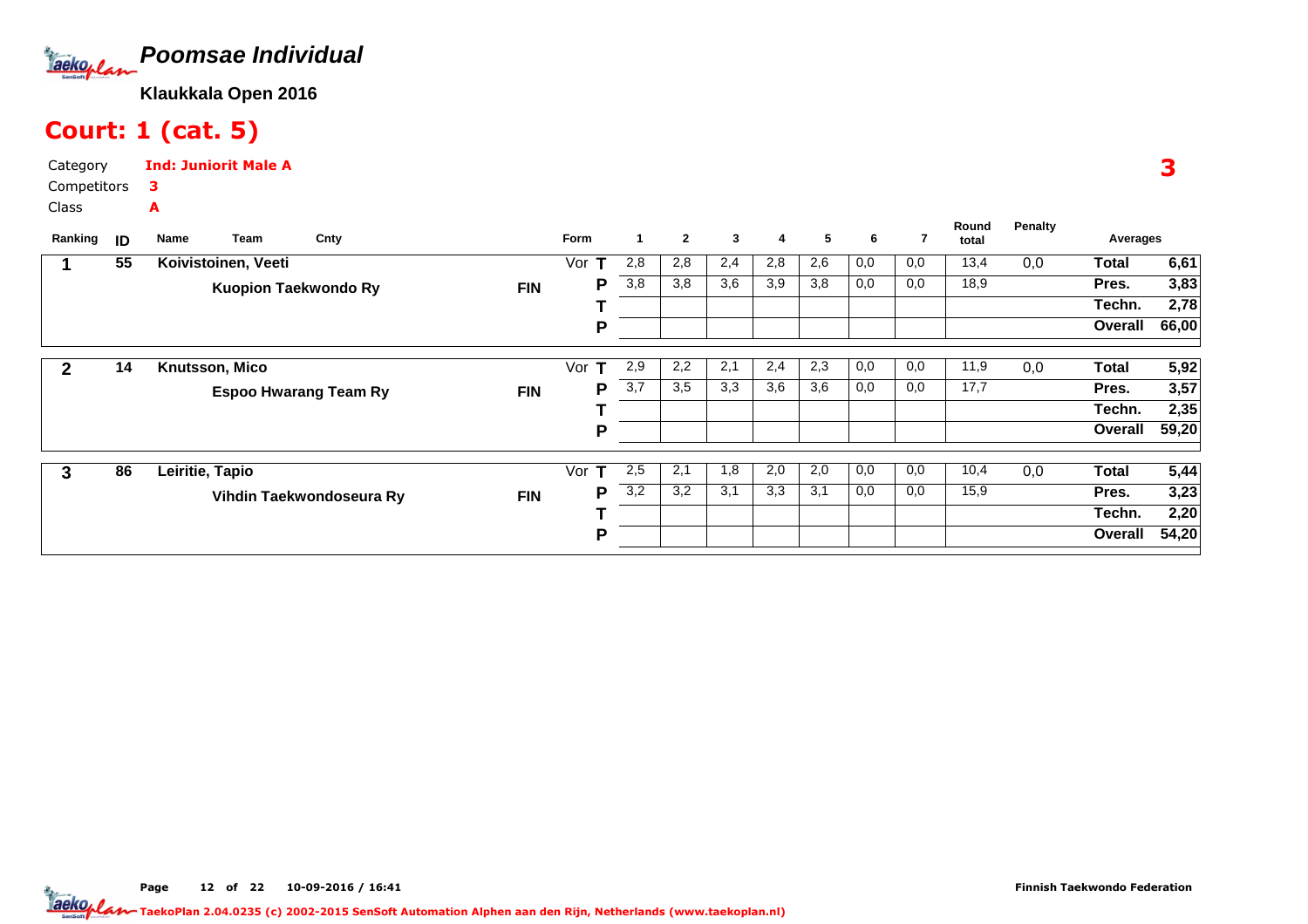# Poomsae Individual

**Klaukkala Open 2016**

## Court: 1 (cat. 5)

Category **Ind: Juniorit Male A**

Competitors **3**

Class **A**

**3**

| Ranking | ID | Name / Team | Cnty | Form | | 1 | 2 | 3 | 4 | 5 | 6 | 7 | Round total | Penalty | Averages | |
|---|---|---|---|---|---|---|---|---|---|---|---|---|---|---|---|---|
| **1** | **55** | **Koivistoinen, Veeti** | | Vor | **T** | 2,8 | 2,8 | 2,4 | 2,8 | 2,6 | 0,0 | 0,0 | 13,4 | 0,0 | **Total** | **6,61** |
| | | **Kuopion Taekwondo Ry** | **FIN** | | **P** | 3,8 | 3,8 | 3,6 | 3,9 | 3,8 | 0,0 | 0,0 | 18,9 | | **Pres.** | **3,83** |
| | | | | | **T** | | | | | | | | | | **Techn.** | **2,78** |
| | | | | | **P** | | | | | | | | | | **Overall** | **66,00** |
| **2** | **14** | **Knutsson, Mico** | | Vor | **T** | 2,9 | 2,2 | 2,1 | 2,4 | 2,3 | 0,0 | 0,0 | 11,9 | 0,0 | **Total** | **5,92** |
| | | **Espoo Hwarang Team Ry** | **FIN** | | **P** | 3,7 | 3,5 | 3,3 | 3,6 | 3,6 | 0,0 | 0,0 | 17,7 | | **Pres.** | **3,57** |
| | | | | | **T** | | | | | | | | | | **Techn.** | **2,35** |
| | | | | | **P** | | | | | | | | | | **Overall** | **59,20** |
| **3** | **86** | **Leiritie, Tapio** | | Vor | **T** | 2,5 | 2,1 | 1,8 | 2,0 | 2,0 | 0,0 | 0,0 | 10,4 | 0,0 | **Total** | **5,44** |
| | | **Vihdin Taekwondoseura Ry** | **FIN** | | **P** | 3,2 | 3,2 | 3,1 | 3,3 | 3,1 | 0,0 | 0,0 | 15,9 | | **Pres.** | **3,23** |
| | | | | | **T** | | | | | | | | | | **Techn.** | **2,20** |
| | | | | | **P** | | | | | | | | | | **Overall** | **54,20** |

Finnish Taekwondo Federation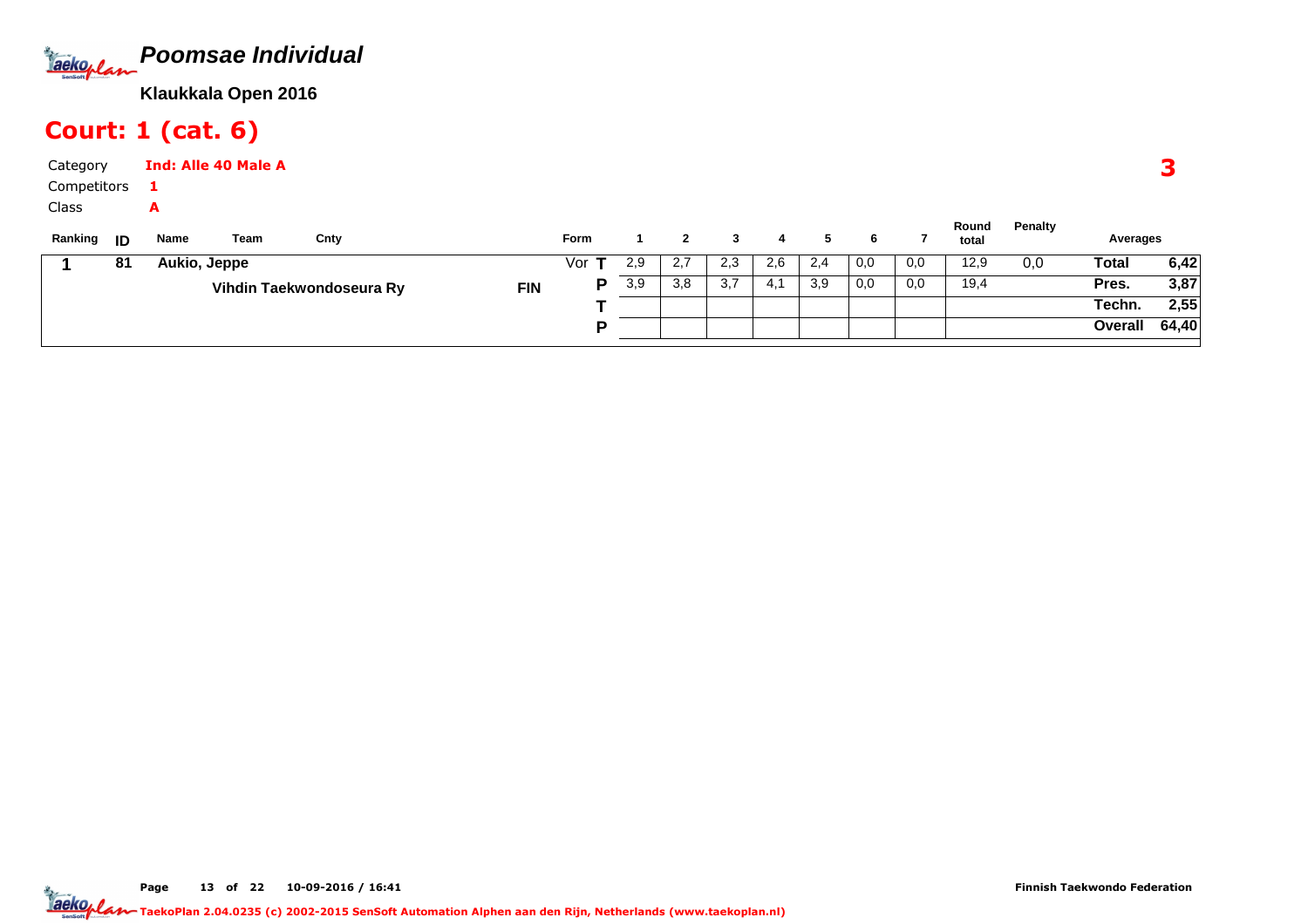# Poomsae Individual

**Klaukkala Open 2016**

## Court: 1 (cat. 6)

Category **Ind: Alle 40 Male A**

Competitors **1**

Class **A**

**3**

| Ranking | ID | Name | Team | Cnty | Form | | 1 | 2 | 3 | 4 | 5 | 6 | 7 | Round total | Penalty | Averages | |
|---|---|---|---|---|---|---|---|---|---|---|---|---|---|---|---|---|---|
| 1 | 81 | Aukio, Jeppe | | | Vor | T | 2,9 | 2,7 | 2,3 | 2,6 | 2,4 | 0,0 | 0,0 | 12,9 | 0,0 | Total | 6,42 |
| | | | Vihdin Taekwondoseura Ry | FIN | | P | 3,9 | 3,8 | 3,7 | 4,1 | 3,9 | 0,0 | 0,0 | 19,4 | | Pres. | 3,87 |
| | | | | | | T | | | | | | | | | | Techn. | 2,55 |
| | | | | | | P | | | | | | | | | | Overall | 64,40 |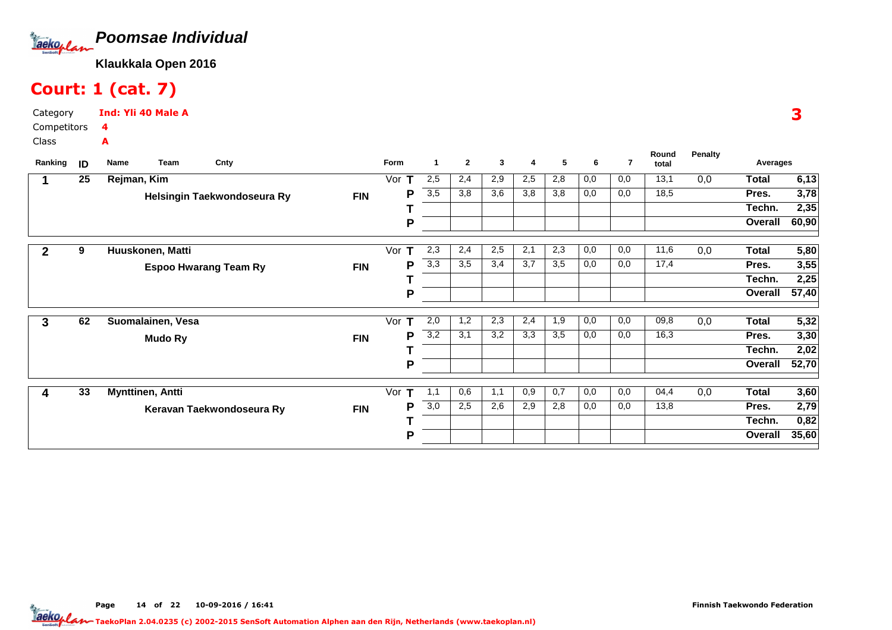# Poomsae Individual

**Klaukkala Open 2016**

## Court: 1 (cat. 7)

Category **Ind: Yli 40 Male A**
Competitors **4**
Class **A**

**3**

| Ranking | ID | Name / Team | Cnty | Form | | 1 | 2 | 3 | 4 | 5 | 6 | 7 | Round total | Penalty | Averages | |
|---|---|---|---|---|---|---|---|---|---|---|---|---|---|---|---|---|
| 1 | 25 | Rejman, Kim | | Vor | T | 2,5 | 2,4 | 2,9 | 2,5 | 2,8 | 0,0 | 0,0 | 13,1 | 0,0 | Total | 6,13 |
| | | Helsingin Taekwondoseura Ry | FIN | | P | 3,5 | 3,8 | 3,6 | 3,8 | 3,8 | 0,0 | 0,0 | 18,5 | | Pres. | 3,78 |
| | | | | | T | | | | | | | | | | Techn. | 2,35 |
| | | | | | P | | | | | | | | | | Overall | 60,90 |
| 2 | 9 | Huuskonen, Matti | | Vor | T | 2,3 | 2,4 | 2,5 | 2,1 | 2,3 | 0,0 | 0,0 | 11,6 | 0,0 | Total | 5,80 |
| | | Espoo Hwarang Team Ry | FIN | | P | 3,3 | 3,5 | 3,4 | 3,7 | 3,5 | 0,0 | 0,0 | 17,4 | | Pres. | 3,55 |
| | | | | | T | | | | | | | | | | Techn. | 2,25 |
| | | | | | P | | | | | | | | | | Overall | 57,40 |
| 3 | 62 | Suomalainen, Vesa | | Vor | T | 2,0 | 1,2 | 2,3 | 2,4 | 1,9 | 0,0 | 0,0 | 09,8 | 0,0 | Total | 5,32 |
| | | Mudo Ry | FIN | | P | 3,2 | 3,1 | 3,2 | 3,3 | 3,5 | 0,0 | 0,0 | 16,3 | | Pres. | 3,30 |
| | | | | | T | | | | | | | | | | Techn. | 2,02 |
| | | | | | P | | | | | | | | | | Overall | 52,70 |
| 4 | 33 | Mynttinen, Antti | | Vor | T | 1,1 | 0,6 | 1,1 | 0,9 | 0,7 | 0,0 | 0,0 | 04,4 | 0,0 | Total | 3,60 |
| | | Keravan Taekwondoseura Ry | FIN | | P | 3,0 | 2,5 | 2,6 | 2,9 | 2,8 | 0,0 | 0,0 | 13,8 | | Pres. | 2,79 |
| | | | | | T | | | | | | | | | | Techn. | 0,82 |
| | | | | | P | | | | | | | | | | Overall | 35,60 |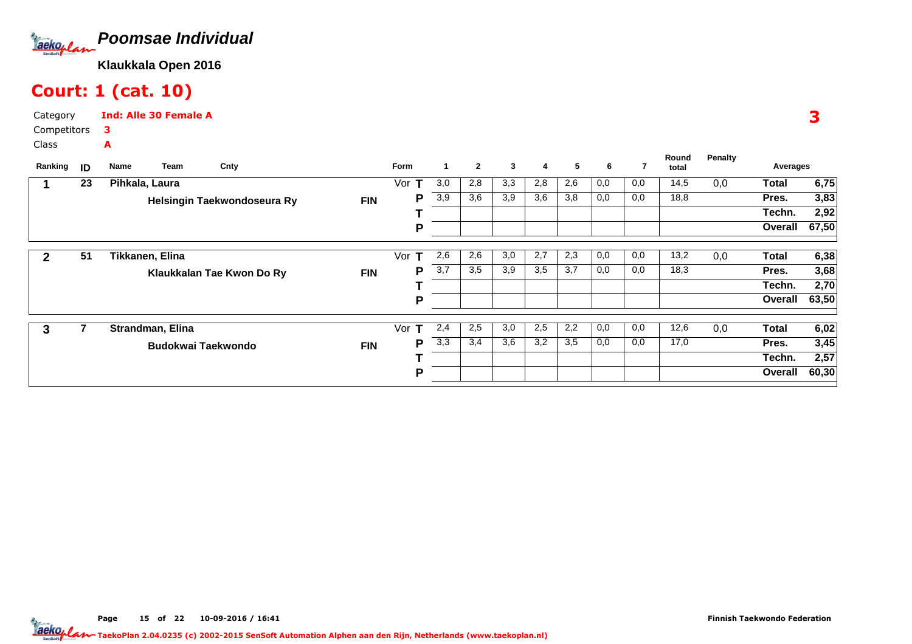# Poomsae Individual

**Klaukkala Open 2016**

## Court: 1 (cat. 10)

Category **Ind: Alle 30 Female A**

Competitors **3**

Class **A**

**3**

| Ranking | ID | Name | Team | Cnty | Form | | 1 | 2 | 3 | 4 | 5 | 6 | 7 | Round total | Penalty | Averages | |
|---|---|---|---|---|---|---|---|---|---|---|---|---|---|---|---|---|---|
| 1 | 23 | Pihkala, Laura | Helsingin Taekwondoseura Ry | FIN | Vor | T | 3,0 | 2,8 | 3,3 | 2,8 | 2,6 | 0,0 | 0,0 | 14,5 | 0,0 | Total | 6,75 |
| | | | | | | P | 3,9 | 3,6 | 3,9 | 3,6 | 3,8 | 0,0 | 0,0 | 18,8 | | Pres. | 3,83 |
| | | | | | | T | | | | | | | | | | Techn. | 2,92 |
| | | | | | | P | | | | | | | | | | Overall | 67,50 |
| 2 | 51 | Tikkanen, Elina | Klaukkalan Tae Kwon Do Ry | FIN | Vor | T | 2,6 | 2,6 | 3,0 | 2,7 | 2,3 | 0,0 | 0,0 | 13,2 | 0,0 | Total | 6,38 |
| | | | | | | P | 3,7 | 3,5 | 3,9 | 3,5 | 3,7 | 0,0 | 0,0 | 18,3 | | Pres. | 3,68 |
| | | | | | | T | | | | | | | | | | Techn. | 2,70 |
| | | | | | | P | | | | | | | | | | Overall | 63,50 |
| 3 | 7 | Strandman, Elina | Budokwai Taekwondo | FIN | Vor | T | 2,4 | 2,5 | 3,0 | 2,5 | 2,2 | 0,0 | 0,0 | 12,6 | 0,0 | Total | 6,02 |
| | | | | | | P | 3,3 | 3,4 | 3,6 | 3,2 | 3,5 | 0,0 | 0,0 | 17,0 | | Pres. | 3,45 |
| | | | | | | T | | | | | | | | | | Techn. | 2,57 |
| | | | | | | P | | | | | | | | | | Overall | 60,30 |

Finnish Taekwondo Federation

TaekoPlan 2.04.0235 (c) 2002-2015 SenSoft Automation Alphen aan den Rijn, Netherlands (www.taekoplan.nl)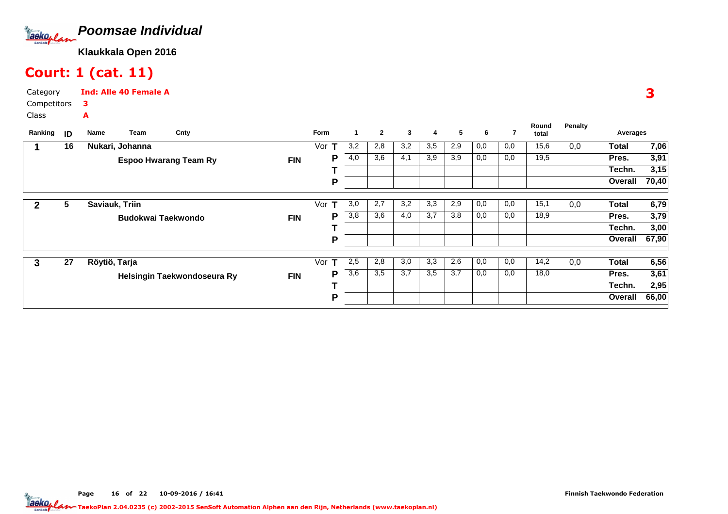# Poomsae Individual

**Klaukkala Open 2016**

## Court: 1 (cat. 11)

Category **Ind: Alle 40 Female A**

Competitors **3**

Class **A**

**3**

| Ranking | ID | Name / Team | Cnty | Form | | 1 | 2 | 3 | 4 | 5 | 6 | 7 | Round total | Penalty | Averages | |
|---|---|---|---|---|---|---|---|---|---|---|---|---|---|---|---|---|
| 1 | 16 | Nukari, Johanna | | Vor | T | 3,2 | 2,8 | 3,2 | 3,5 | 2,9 | 0,0 | 0,0 | 15,6 | 0,0 | Total | 7,06 |
| | | Espoo Hwarang Team Ry | FIN | | P | 4,0 | 3,6 | 4,1 | 3,9 | 3,9 | 0,0 | 0,0 | 19,5 | | Pres. | 3,91 |
| | | | | | T | | | | | | | | | | Techn. | 3,15 |
| | | | | | P | | | | | | | | | | Overall | 70,40 |
| 2 | 5 | Saviauk, Triin | | Vor | T | 3,0 | 2,7 | 3,2 | 3,3 | 2,9 | 0,0 | 0,0 | 15,1 | 0,0 | Total | 6,79 |
| | | Budokwai Taekwondo | FIN | | P | 3,8 | 3,6 | 4,0 | 3,7 | 3,8 | 0,0 | 0,0 | 18,9 | | Pres. | 3,79 |
| | | | | | T | | | | | | | | | | Techn. | 3,00 |
| | | | | | P | | | | | | | | | | Overall | 67,90 |
| 3 | 27 | Röytiö, Tarja | | Vor | T | 2,5 | 2,8 | 3,0 | 3,3 | 2,6 | 0,0 | 0,0 | 14,2 | 0,0 | Total | 6,56 |
| | | Helsingin Taekwondoseura Ry | FIN | | P | 3,6 | 3,5 | 3,7 | 3,5 | 3,7 | 0,0 | 0,0 | 18,0 | | Pres. | 3,61 |
| | | | | | T | | | | | | | | | | Techn. | 2,95 |
| | | | | | P | | | | | | | | | | Overall | 66,00 |

Page 16 of 22 10-09-2016 / 16:41 Finnish Taekwondo Federation

TaekoPlan 2.04.0235 (c) 2002-2015 SenSoft Automation Alphen aan den Rijn, Netherlands (www.taekoplan.nl)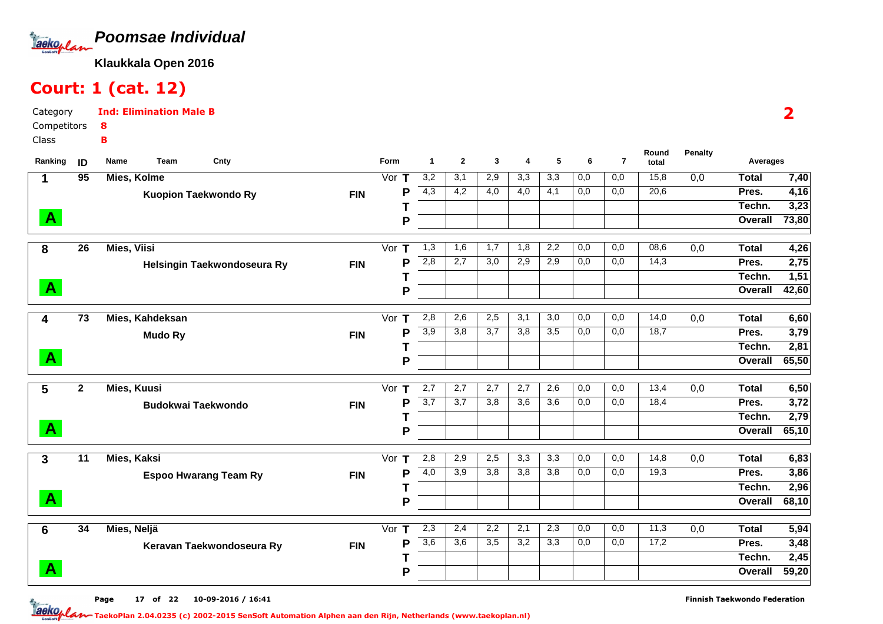# Poomsae Individual

**Klaukkala Open 2016**

## Court: 1 (cat. 12)

Category **Ind: Elimination Male B**
Competitors **8**
Class **B**

2

| Ranking | ID | Name | Team | Cnty | Form | | 1 | 2 | 3 | 4 | 5 | 6 | 7 | Round total | Penalty | Averages | |
|---|---|---|---|---|---|---|---|---|---|---|---|---|---|---|---|---|---|
| 1 | 95 | Mies, Kolme | | | Vor | T | 3,2 | 3,1 | 2,9 | 3,3 | 3,3 | 0,0 | 0,0 | 15,8 | 0,0 | Total | 7,40 |
| | | | Kuopion Taekwondo Ry | FIN | | P | 4,3 | 4,2 | 4,0 | 4,0 | 4,1 | 0,0 | 0,0 | 20,6 | | Pres. | 4,16 |
| | | | | | | T | | | | | | | | | | Techn. | 3,23 |
| A | | | | | | P | | | | | | | | | | Overall | 73,80 |
| 8 | 26 | Mies, Viisi | | | Vor | T | 1,3 | 1,6 | 1,7 | 1,8 | 2,2 | 0,0 | 0,0 | 08,6 | 0,0 | Total | 4,26 |
| | | | Helsingin Taekwondoseura Ry | FIN | | P | 2,8 | 2,7 | 3,0 | 2,9 | 2,9 | 0,0 | 0,0 | 14,3 | | Pres. | 2,75 |
| | | | | | | T | | | | | | | | | | Techn. | 1,51 |
| A | | | | | | P | | | | | | | | | | Overall | 42,60 |
| 4 | 73 | Mies, Kahdeksan | | | Vor | T | 2,8 | 2,6 | 2,5 | 3,1 | 3,0 | 0,0 | 0,0 | 14,0 | 0,0 | Total | 6,60 |
| | | | Mudo Ry | FIN | | P | 3,9 | 3,8 | 3,7 | 3,8 | 3,5 | 0,0 | 0,0 | 18,7 | | Pres. | 3,79 |
| | | | | | | T | | | | | | | | | | Techn. | 2,81 |
| A | | | | | | P | | | | | | | | | | Overall | 65,50 |
| 5 | 2 | Mies, Kuusi | | | Vor | T | 2,7 | 2,7 | 2,7 | 2,7 | 2,6 | 0,0 | 0,0 | 13,4 | 0,0 | Total | 6,50 |
| | | | Budokwai Taekwondo | FIN | | P | 3,7 | 3,7 | 3,8 | 3,6 | 3,6 | 0,0 | 0,0 | 18,4 | | Pres. | 3,72 |
| | | | | | | T | | | | | | | | | | Techn. | 2,79 |
| A | | | | | | P | | | | | | | | | | Overall | 65,10 |
| 3 | 11 | Mies, Kaksi | | | Vor | T | 2,8 | 2,9 | 2,5 | 3,3 | 3,3 | 0,0 | 0,0 | 14,8 | 0,0 | Total | 6,83 |
| | | | Espoo Hwarang Team Ry | FIN | | P | 4,0 | 3,9 | 3,8 | 3,8 | 3,8 | 0,0 | 0,0 | 19,3 | | Pres. | 3,86 |
| | | | | | | T | | | | | | | | | | Techn. | 2,96 |
| A | | | | | | P | | | | | | | | | | Overall | 68,10 |
| 6 | 34 | Mies, Neljä | | | Vor | T | 2,3 | 2,4 | 2,2 | 2,1 | 2,3 | 0,0 | 0,0 | 11,3 | 0,0 | Total | 5,94 |
| | | | Keravan Taekwondoseura Ry | FIN | | P | 3,6 | 3,6 | 3,5 | 3,2 | 3,3 | 0,0 | 0,0 | 17,2 | | Pres. | 3,48 |
| | | | | | | T | | | | | | | | | | Techn. | 2,45 |
| A | | | | | | P | | | | | | | | | | Overall | 59,20 |

Page 17 of 22 10-09-2016 / 16:41 Finnish Taekwondo Federation

TaekoPlan 2.04.0235 (c) 2002-2015 SenSoft Automation Alphen aan den Rijn, Netherlands (www.taekoplan.nl)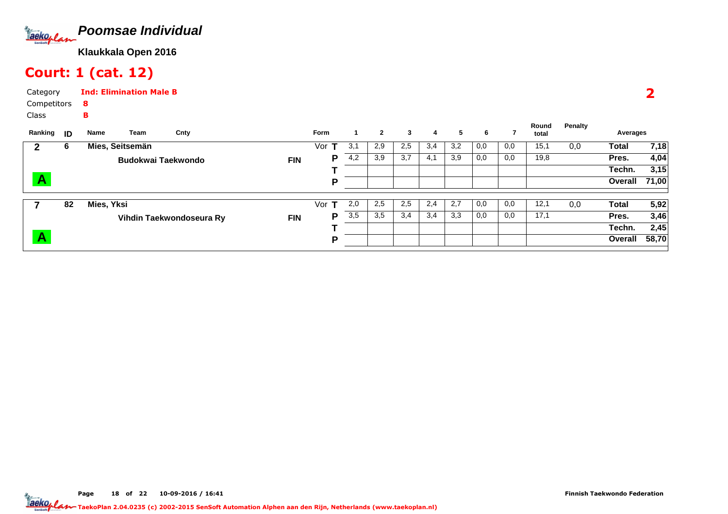# Poomsae Individual

**Klaukkala Open 2016**

## Court: 1 (cat. 12)

Category **Ind: Elimination Male B**

Competitors **8**

Class **B**

**2**

| Ranking | ID | Name | Team | Cnty | Form | | 1 | 2 | 3 | 4 | 5 | 6 | 7 | Round total | Penalty | Averages | |
|---|---|---|---|---|---|---|---|---|---|---|---|---|---|---|---|---|---|
| 2 | 6 | Mies, Seitsemän | | | Vor | T | 3,1 | 2,9 | 2,5 | 3,4 | 3,2 | 0,0 | 0,0 | 15,1 | 0,0 | Total | 7,18 |
| | | | Budokwai Taekwondo | FIN | | P | 4,2 | 3,9 | 3,7 | 4,1 | 3,9 | 0,0 | 0,0 | 19,8 | | Pres. | 4,04 |
| | | | | | | T | | | | | | | | | | Techn. | 3,15 |
| A | | | | | | P | | | | | | | | | | Overall | 71,00 |
| 7 | 82 | Mies, Yksi | | | Vor | T | 2,0 | 2,5 | 2,5 | 2,4 | 2,7 | 0,0 | 0,0 | 12,1 | 0,0 | Total | 5,92 |
| | | | Vihdin Taekwondoseura Ry | FIN | | P | 3,5 | 3,5 | 3,4 | 3,4 | 3,3 | 0,0 | 0,0 | 17,1 | | Pres. | 3,46 |
| | | | | | | T | | | | | | | | | | Techn. | 2,45 |
| A | | | | | | P | | | | | | | | | | Overall | 58,70 |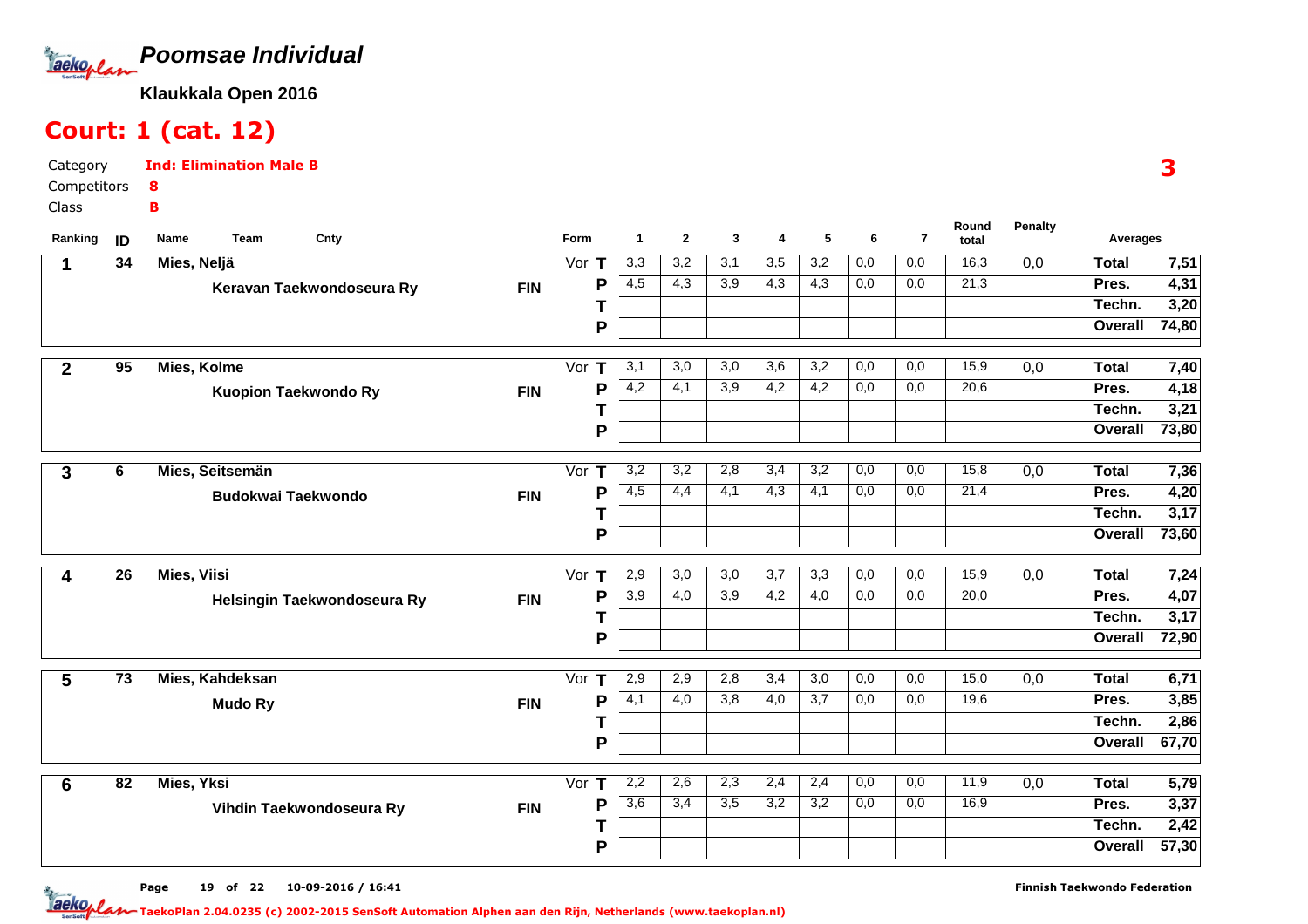# Poomsae Individual

**Klaukkala Open 2016**

## Court: 1 (cat. 12)

Category **Ind: Elimination Male B**
Competitors **8**
Class **B**

**3**

| Ranking | ID | Name / Team | Cnty | Form | | 1 | 2 | 3 | 4 | 5 | 6 | 7 | Round total | Penalty | Averages | |
|---|---|---|---|---|---|---|---|---|---|---|---|---|---|---|---|---|
| 1 | 34 | Mies, Neljä | | Vor | T | 3,3 | 3,2 | 3,1 | 3,5 | 3,2 | 0,0 | 0,0 | 16,3 | 0,0 | Total | 7,51 |
| | | Keravan Taekwondoseura Ry | FIN | | P | 4,5 | 4,3 | 3,9 | 4,3 | 4,3 | 0,0 | 0,0 | 21,3 | | Pres. | 4,31 |
| | | | | | T | | | | | | | | | | Techn. | 3,20 |
| | | | | | P | | | | | | | | | | Overall | 74,80 |
| 2 | 95 | Mies, Kolme | | Vor | T | 3,1 | 3,0 | 3,0 | 3,6 | 3,2 | 0,0 | 0,0 | 15,9 | 0,0 | Total | 7,40 |
| | | Kuopion Taekwondo Ry | FIN | | P | 4,2 | 4,1 | 3,9 | 4,2 | 4,2 | 0,0 | 0,0 | 20,6 | | Pres. | 4,18 |
| | | | | | T | | | | | | | | | | Techn. | 3,21 |
| | | | | | P | | | | | | | | | | Overall | 73,80 |
| 3 | 6 | Mies, Seitsemän | | Vor | T | 3,2 | 3,2 | 2,8 | 3,4 | 3,2 | 0,0 | 0,0 | 15,8 | 0,0 | Total | 7,36 |
| | | Budokwai Taekwondo | FIN | | P | 4,5 | 4,4 | 4,1 | 4,3 | 4,1 | 0,0 | 0,0 | 21,4 | | Pres. | 4,20 |
| | | | | | T | | | | | | | | | | Techn. | 3,17 |
| | | | | | P | | | | | | | | | | Overall | 73,60 |
| 4 | 26 | Mies, Viisi | | Vor | T | 2,9 | 3,0 | 3,0 | 3,7 | 3,3 | 0,0 | 0,0 | 15,9 | 0,0 | Total | 7,24 |
| | | Helsingin Taekwondoseura Ry | FIN | | P | 3,9 | 4,0 | 3,9 | 4,2 | 4,0 | 0,0 | 0,0 | 20,0 | | Pres. | 4,07 |
| | | | | | T | | | | | | | | | | Techn. | 3,17 |
| | | | | | P | | | | | | | | | | Overall | 72,90 |
| 5 | 73 | Mies, Kahdeksan | | Vor | T | 2,9 | 2,9 | 2,8 | 3,4 | 3,0 | 0,0 | 0,0 | 15,0 | 0,0 | Total | 6,71 |
| | | Mudo Ry | FIN | | P | 4,1 | 4,0 | 3,8 | 4,0 | 3,7 | 0,0 | 0,0 | 19,6 | | Pres. | 3,85 |
| | | | | | T | | | | | | | | | | Techn. | 2,86 |
| | | | | | P | | | | | | | | | | Overall | 67,70 |
| 6 | 82 | Mies, Yksi | | Vor | T | 2,2 | 2,6 | 2,3 | 2,4 | 2,4 | 0,0 | 0,0 | 11,9 | 0,0 | Total | 5,79 |
| | | Vihdin Taekwondoseura Ry | FIN | | P | 3,6 | 3,4 | 3,5 | 3,2 | 3,2 | 0,0 | 0,0 | 16,9 | | Pres. | 3,37 |
| | | | | | T | | | | | | | | | | Techn. | 2,42 |
| | | | | | P | | | | | | | | | | Overall | 57,30 |

Page 19 of 22 10-09-2016 / 16:41

Finnish Taekwondo Federation

TaekoPlan 2.04.0235 (c) 2002-2015 SenSoft Automation Alphen aan den Rijn, Netherlands (www.taekoplan.nl)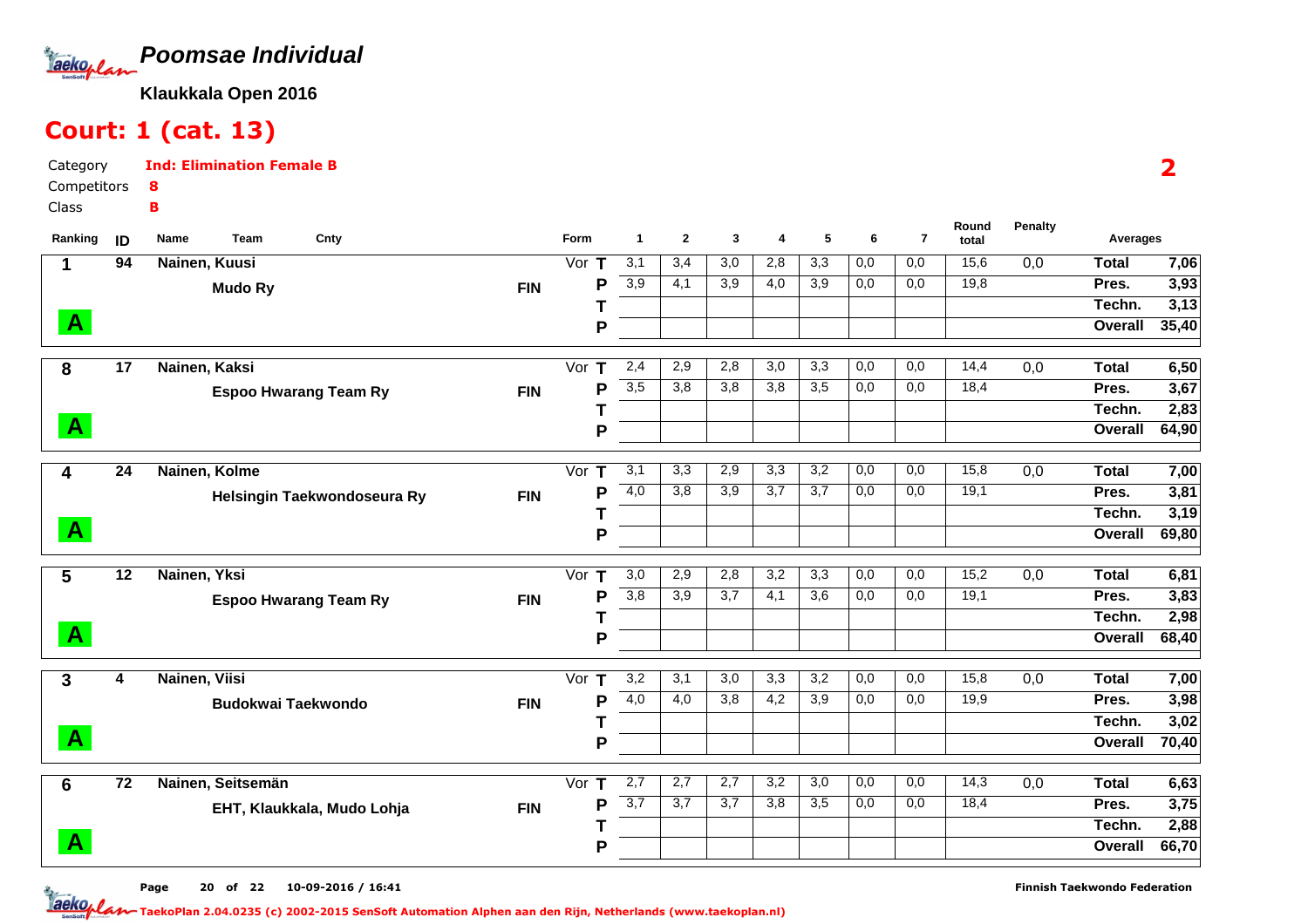# Poomsae Individual

**Klaukkala Open 2016**

## Court: 1 (cat. 13)

Category **Ind: Elimination Female B**

Competitors **8**

Class **B**

**2**

| Ranking | ID | Name / Team | Cnty | Form | | 1 | 2 | 3 | 4 | 5 | 6 | 7 | Round total | Penalty | Averages | |
|---|---|---|---|---|---|---|---|---|---|---|---|---|---|---|---|---|
| 1 | 94 | Nainen, Kuusi | | Vor | T | 3,1 | 3,4 | 3,0 | 2,8 | 3,3 | 0,0 | 0,0 | 15,6 | 0,0 | Total | 7,06 |
| | | Mudo Ry | FIN | | P | 3,9 | 4,1 | 3,9 | 4,0 | 3,9 | 0,0 | 0,0 | 19,8 | | Pres. | 3,93 |
| | | | | | T | | | | | | | | | | Techn. | 3,13 |
| A | | | | | P | | | | | | | | | | Overall | 35,40 |
| 8 | 17 | Nainen, Kaksi | | Vor | T | 2,4 | 2,9 | 2,8 | 3,0 | 3,3 | 0,0 | 0,0 | 14,4 | 0,0 | Total | 6,50 |
| | | Espoo Hwarang Team Ry | FIN | | P | 3,5 | 3,8 | 3,8 | 3,8 | 3,5 | 0,0 | 0,0 | 18,4 | | Pres. | 3,67 |
| | | | | | T | | | | | | | | | | Techn. | 2,83 |
| A | | | | | P | | | | | | | | | | Overall | 64,90 |
| 4 | 24 | Nainen, Kolme | | Vor | T | 3,1 | 3,3 | 2,9 | 3,3 | 3,2 | 0,0 | 0,0 | 15,8 | 0,0 | Total | 7,00 |
| | | Helsingin Taekwondoseura Ry | FIN | | P | 4,0 | 3,8 | 3,9 | 3,7 | 3,7 | 0,0 | 0,0 | 19,1 | | Pres. | 3,81 |
| | | | | | T | | | | | | | | | | Techn. | 3,19 |
| A | | | | | P | | | | | | | | | | Overall | 69,80 |
| 5 | 12 | Nainen, Yksi | | Vor | T | 3,0 | 2,9 | 2,8 | 3,2 | 3,3 | 0,0 | 0,0 | 15,2 | 0,0 | Total | 6,81 |
| | | Espoo Hwarang Team Ry | FIN | | P | 3,8 | 3,9 | 3,7 | 4,1 | 3,6 | 0,0 | 0,0 | 19,1 | | Pres. | 3,83 |
| | | | | | T | | | | | | | | | | Techn. | 2,98 |
| A | | | | | P | | | | | | | | | | Overall | 68,40 |
| 3 | 4 | Nainen, Viisi | | Vor | T | 3,2 | 3,1 | 3,0 | 3,3 | 3,2 | 0,0 | 0,0 | 15,8 | 0,0 | Total | 7,00 |
| | | Budokwai Taekwondo | FIN | | P | 4,0 | 4,0 | 3,8 | 4,2 | 3,9 | 0,0 | 0,0 | 19,9 | | Pres. | 3,98 |
| | | | | | T | | | | | | | | | | Techn. | 3,02 |
| A | | | | | P | | | | | | | | | | Overall | 70,40 |
| 6 | 72 | Nainen, Seitsemän | | Vor | T | 2,7 | 2,7 | 2,7 | 3,2 | 3,0 | 0,0 | 0,0 | 14,3 | 0,0 | Total | 6,63 |
| | | EHT, Klaukkala, Mudo Lohja | FIN | | P | 3,7 | 3,7 | 3,7 | 3,8 | 3,5 | 0,0 | 0,0 | 18,4 | | Pres. | 3,75 |
| | | | | | T | | | | | | | | | | Techn. | 2,88 |
| A | | | | | P | | | | | | | | | | Overall | 66,70 |

10-09-2016 / 16:41

Finnish Taekwondo Federation

TaekoPlan 2.04.0235 (c) 2002-2015 SenSoft Automation Alphen aan den Rijn, Netherlands (www.taekoplan.nl)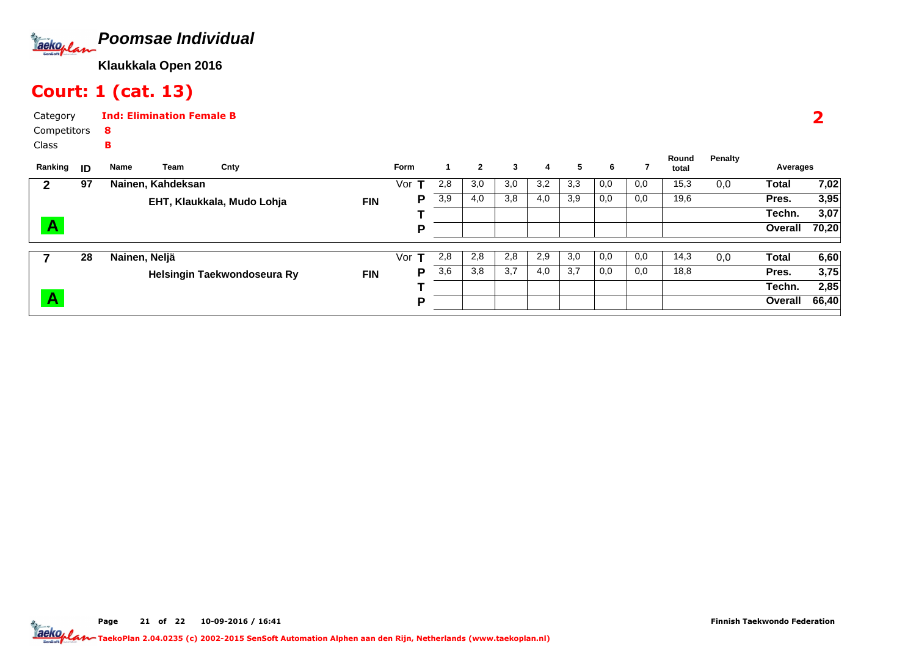# Poomsae Individual

**Klaukkala Open 2016**

## Court: 1 (cat. 13)

Category **Ind: Elimination Female B**

Competitors **8**

Class **B**

**2**

| Ranking | ID | Name / Team | Cnty | Form | | 1 | 2 | 3 | 4 | 5 | 6 | 7 | Round total | Penalty | Averages | |
|---|---|---|---|---|---|---|---|---|---|---|---|---|---|---|---|---|
| 2 | 97 | Nainen, Kahdeksan | | Vor | T | 2,8 | 3,0 | 3,0 | 3,2 | 3,3 | 0,0 | 0,0 | 15,3 | 0,0 | Total | 7,02 |
| | | EHT, Klaukkala, Mudo Lohja | FIN | | P | 3,9 | 4,0 | 3,8 | 4,0 | 3,9 | 0,0 | 0,0 | 19,6 | | Pres. | 3,95 |
| | | | | | T | | | | | | | | | | Techn. | 3,07 |
| A | | | | | P | | | | | | | | | | Overall | 70,20 |
| 7 | 28 | Nainen, Neljä | | Vor | T | 2,8 | 2,8 | 2,8 | 2,9 | 3,0 | 0,0 | 0,0 | 14,3 | 0,0 | Total | 6,60 |
| | | Helsingin Taekwondoseura Ry | FIN | | P | 3,6 | 3,8 | 3,7 | 4,0 | 3,7 | 0,0 | 0,0 | 18,8 | | Pres. | 3,75 |
| | | | | | T | | | | | | | | | | Techn. | 2,85 |
| A | | | | | P | | | | | | | | | | Overall | 66,40 |

Finnish Taekwondo Federation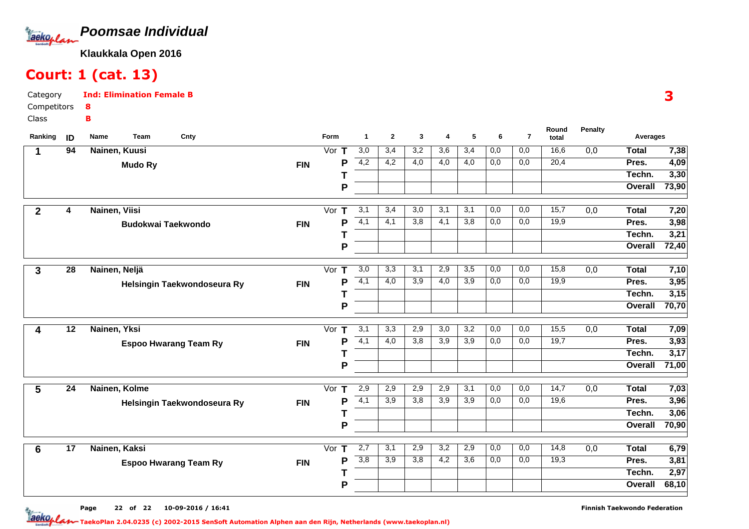## Poomsae Individual

**Klaukkala Open 2016**

# Court: 1 (cat. 13)

Category **Ind: Elimination Female B**

Competitors **8**

Class **B**

**3**

| Ranking | ID | Name / Team | Cnty | Form | | 1 | 2 | 3 | 4 | 5 | 6 | 7 | Round total | Penalty | Averages | |
|---|---|---|---|---|---|---|---|---|---|---|---|---|---|---|---|---|
| 1 | 94 | Nainen, Kuusi | | Vor | T | 3,0 | 3,4 | 3,2 | 3,6 | 3,4 | 0,0 | 0,0 | 16,6 | 0,0 | Total | 7,38 |
| | | Mudo Ry | FIN | | P | 4,2 | 4,2 | 4,0 | 4,0 | 4,0 | 0,0 | 0,0 | 20,4 | | Pres. | 4,09 |
| | | | | | T | | | | | | | | | | Techn. | 3,30 |
| | | | | | P | | | | | | | | | | Overall | 73,90 |
| 2 | 4 | Nainen, Viisi | | Vor | T | 3,1 | 3,4 | 3,0 | 3,1 | 3,1 | 0,0 | 0,0 | 15,7 | 0,0 | Total | 7,20 |
| | | Budokwai Taekwondo | FIN | | P | 4,1 | 4,1 | 3,8 | 4,1 | 3,8 | 0,0 | 0,0 | 19,9 | | Pres. | 3,98 |
| | | | | | T | | | | | | | | | | Techn. | 3,21 |
| | | | | | P | | | | | | | | | | Overall | 72,40 |
| 3 | 28 | Nainen, Neljä | | Vor | T | 3,0 | 3,3 | 3,1 | 2,9 | 3,5 | 0,0 | 0,0 | 15,8 | 0,0 | Total | 7,10 |
| | | Helsingin Taekwondoseura Ry | FIN | | P | 4,1 | 4,0 | 3,9 | 4,0 | 3,9 | 0,0 | 0,0 | 19,9 | | Pres. | 3,95 |
| | | | | | T | | | | | | | | | | Techn. | 3,15 |
| | | | | | P | | | | | | | | | | Overall | 70,70 |
| 4 | 12 | Nainen, Yksi | | Vor | T | 3,1 | 3,3 | 2,9 | 3,0 | 3,2 | 0,0 | 0,0 | 15,5 | 0,0 | Total | 7,09 |
| | | Espoo Hwarang Team Ry | FIN | | P | 4,1 | 4,0 | 3,8 | 3,9 | 3,9 | 0,0 | 0,0 | 19,7 | | Pres. | 3,93 |
| | | | | | T | | | | | | | | | | Techn. | 3,17 |
| | | | | | P | | | | | | | | | | Overall | 71,00 |
| 5 | 24 | Nainen, Kolme | | Vor | T | 2,9 | 2,9 | 2,9 | 2,9 | 3,1 | 0,0 | 0,0 | 14,7 | 0,0 | Total | 7,03 |
| | | Helsingin Taekwondoseura Ry | FIN | | P | 4,1 | 3,9 | 3,8 | 3,9 | 3,9 | 0,0 | 0,0 | 19,6 | | Pres. | 3,96 |
| | | | | | T | | | | | | | | | | Techn. | 3,06 |
| | | | | | P | | | | | | | | | | Overall | 70,90 |
| 6 | 17 | Nainen, Kaksi | | Vor | T | 2,7 | 3,1 | 2,9 | 3,2 | 2,9 | 0,0 | 0,0 | 14,8 | 0,0 | Total | 6,79 |
| | | Espoo Hwarang Team Ry | FIN | | P | 3,8 | 3,9 | 3,8 | 4,2 | 3,6 | 0,0 | 0,0 | 19,3 | | Pres. | 3,81 |
| | | | | | T | | | | | | | | | | Techn. | 2,97 |
| | | | | | P | | | | | | | | | | Overall | 68,10 |

10-09-2016 / 16:41

Finnish Taekwondo Federation

TaekoPlan 2.04.0235 (c) 2002-2015 SenSoft Automation Alphen aan den Rijn, Netherlands (www.taekoplan.nl)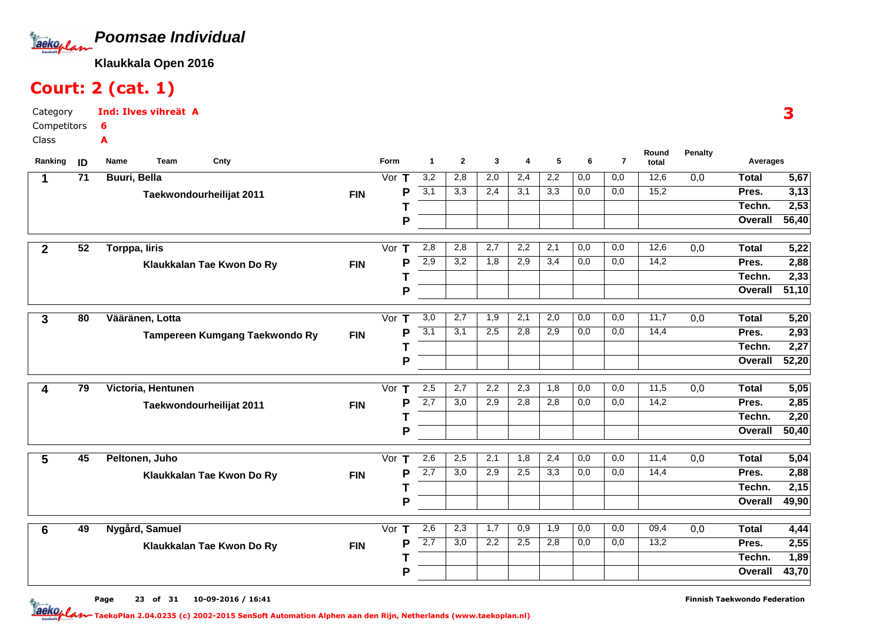# Poomsae Individual

**Klaukkala Open 2016**

## Court: 2 (cat. 1)

Category **Ind: Ilves vihreät A**

Competitors **6**

Class **A**

**3**

| Ranking | ID | Name / Team | Cnty | Form | | 1 | 2 | 3 | 4 | 5 | 6 | 7 | Round total | Penalty | Averages | |
|---|---|---|---|---|---|---|---|---|---|---|---|---|---|---|---|---|
| 1 | 71 | Buuri, Bella | | Vor | T | 3,2 | 2,8 | 2,0 | 2,4 | 2,2 | 0,0 | 0,0 | 12,6 | 0,0 | Total | 5,67 |
| | | Taekwondourheilijat 2011 | FIN | | P | 3,1 | 3,3 | 2,4 | 3,1 | 3,3 | 0,0 | 0,0 | 15,2 | | Pres. | 3,13 |
| | | | | | T | | | | | | | | | | Techn. | 2,53 |
| | | | | | P | | | | | | | | | | Overall | 56,40 |
| 2 | 52 | Torppa, Iiris | | Vor | T | 2,8 | 2,8 | 2,7 | 2,2 | 2,1 | 0,0 | 0,0 | 12,6 | 0,0 | Total | 5,22 |
| | | Klaukkalan Tae Kwon Do Ry | FIN | | P | 2,9 | 3,2 | 1,8 | 2,9 | 3,4 | 0,0 | 0,0 | 14,2 | | Pres. | 2,88 |
| | | | | | T | | | | | | | | | | Techn. | 2,33 |
| | | | | | P | | | | | | | | | | Overall | 51,10 |
| 3 | 80 | Vääränen, Lotta | | Vor | T | 3,0 | 2,7 | 1,9 | 2,1 | 2,0 | 0,0 | 0,0 | 11,7 | 0,0 | Total | 5,20 |
| | | Tampereen Kumgang Taekwondo Ry | FIN | | P | 3,1 | 3,1 | 2,5 | 2,8 | 2,9 | 0,0 | 0,0 | 14,4 | | Pres. | 2,93 |
| | | | | | T | | | | | | | | | | Techn. | 2,27 |
| | | | | | P | | | | | | | | | | Overall | 52,20 |
| 4 | 79 | Victoria, Hentunen | | Vor | T | 2,5 | 2,7 | 2,2 | 2,3 | 1,8 | 0,0 | 0,0 | 11,5 | 0,0 | Total | 5,05 |
| | | Taekwondourheilijat 2011 | FIN | | P | 2,7 | 3,0 | 2,9 | 2,8 | 2,8 | 0,0 | 0,0 | 14,2 | | Pres. | 2,85 |
| | | | | | T | | | | | | | | | | Techn. | 2,20 |
| | | | | | P | | | | | | | | | | Overall | 50,40 |
| 5 | 45 | Peltonen, Juho | | Vor | T | 2,6 | 2,5 | 2,1 | 1,8 | 2,4 | 0,0 | 0,0 | 11,4 | 0,0 | Total | 5,04 |
| | | Klaukkalan Tae Kwon Do Ry | FIN | | P | 2,7 | 3,0 | 2,9 | 2,5 | 3,3 | 0,0 | 0,0 | 14,4 | | Pres. | 2,88 |
| | | | | | T | | | | | | | | | | Techn. | 2,15 |
| | | | | | P | | | | | | | | | | Overall | 49,90 |
| 6 | 49 | Nygård, Samuel | | Vor | T | 2,6 | 2,3 | 1,7 | 0,9 | 1,9 | 0,0 | 0,0 | 09,4 | 0,0 | Total | 4,44 |
| | | Klaukkalan Tae Kwon Do Ry | FIN | | P | 2,7 | 3,0 | 2,2 | 2,5 | 2,8 | 0,0 | 0,0 | 13,2 | | Pres. | 2,55 |
| | | | | | T | | | | | | | | | | Techn. | 1,89 |
| | | | | | P | | | | | | | | | | Overall | 43,70 |

10-09-2016 / 16:41

Finnish Taekwondo Federation

TaekoPlan 2.04.0235 (c) 2002-2015 SenSoft Automation Alphen aan den Rijn, Netherlands (www.taekoplan.nl)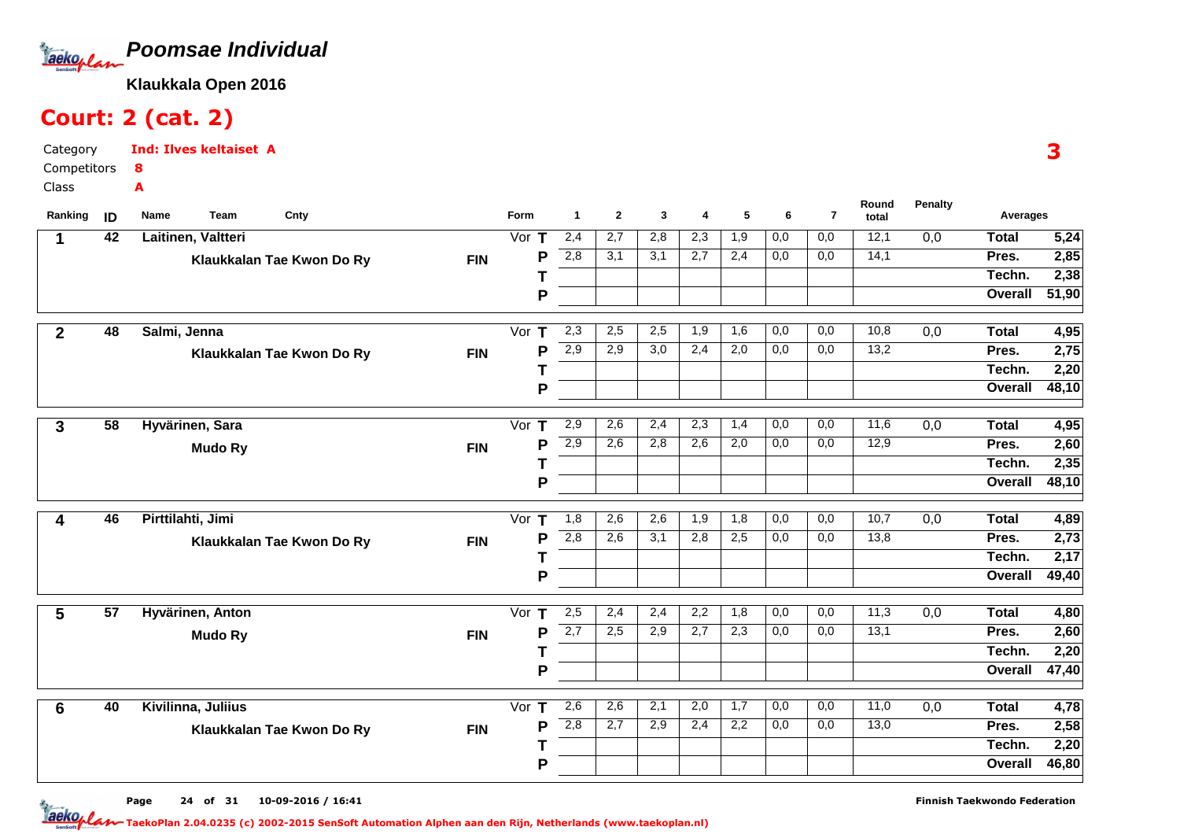# Poomsae Individual

**Klaukkala Open 2016**

## Court: 2 (cat. 2)

Category **Ind: Ilves keltaiset A**

Competitors **8**

Class **A**

**3**

| Ranking | ID | Name / Team | Cnty | Form | | 1 | 2 | 3 | 4 | 5 | 6 | 7 | Round total | Penalty | Averages | |
|---|---|---|---|---|---|---|---|---|---|---|---|---|---|---|---|---|
| 1 | 42 | Laitinen, Valtteri | | Vor | T | 2,4 | 2,7 | 2,8 | 2,3 | 1,9 | 0,0 | 0,0 | 12,1 | 0,0 | Total | 5,24 |
| | | Klaukkalan Tae Kwon Do Ry | FIN | | P | 2,8 | 3,1 | 3,1 | 2,7 | 2,4 | 0,0 | 0,0 | 14,1 | | Pres. | 2,85 |
| | | | | | T | | | | | | | | | | Techn. | 2,38 |
| | | | | | P | | | | | | | | | | Overall | 51,90 |
| 2 | 48 | Salmi, Jenna | | Vor | T | 2,3 | 2,5 | 2,5 | 1,9 | 1,6 | 0,0 | 0,0 | 10,8 | 0,0 | Total | 4,95 |
| | | Klaukkalan Tae Kwon Do Ry | FIN | | P | 2,9 | 2,9 | 3,0 | 2,4 | 2,0 | 0,0 | 0,0 | 13,2 | | Pres. | 2,75 |
| | | | | | T | | | | | | | | | | Techn. | 2,20 |
| | | | | | P | | | | | | | | | | Overall | 48,10 |
| 3 | 58 | Hyvärinen, Sara | | Vor | T | 2,9 | 2,6 | 2,4 | 2,3 | 1,4 | 0,0 | 0,0 | 11,6 | 0,0 | Total | 4,95 |
| | | Mudo Ry | FIN | | P | 2,9 | 2,6 | 2,8 | 2,6 | 2,0 | 0,0 | 0,0 | 12,9 | | Pres. | 2,60 |
| | | | | | T | | | | | | | | | | Techn. | 2,35 |
| | | | | | P | | | | | | | | | | Overall | 48,10 |
| 4 | 46 | Pirttilahti, Jimi | | Vor | T | 1,8 | 2,6 | 2,6 | 1,9 | 1,8 | 0,0 | 0,0 | 10,7 | 0,0 | Total | 4,89 |
| | | Klaukkalan Tae Kwon Do Ry | FIN | | P | 2,8 | 2,6 | 3,1 | 2,8 | 2,5 | 0,0 | 0,0 | 13,8 | | Pres. | 2,73 |
| | | | | | T | | | | | | | | | | Techn. | 2,17 |
| | | | | | P | | | | | | | | | | Overall | 49,40 |
| 5 | 57 | Hyvärinen, Anton | | Vor | T | 2,5 | 2,4 | 2,4 | 2,2 | 1,8 | 0,0 | 0,0 | 11,3 | 0,0 | Total | 4,80 |
| | | Mudo Ry | FIN | | P | 2,7 | 2,5 | 2,9 | 2,7 | 2,3 | 0,0 | 0,0 | 13,1 | | Pres. | 2,60 |
| | | | | | T | | | | | | | | | | Techn. | 2,20 |
| | | | | | P | | | | | | | | | | Overall | 47,40 |
| 6 | 40 | Kivilinna, Juliius | | Vor | T | 2,6 | 2,6 | 2,1 | 2,0 | 1,7 | 0,0 | 0,0 | 11,0 | 0,0 | Total | 4,78 |
| | | Klaukkalan Tae Kwon Do Ry | FIN | | P | 2,8 | 2,7 | 2,9 | 2,4 | 2,2 | 0,0 | 0,0 | 13,0 | | Pres. | 2,58 |
| | | | | | T | | | | | | | | | | Techn. | 2,20 |
| | | | | | P | | | | | | | | | | Overall | 46,80 |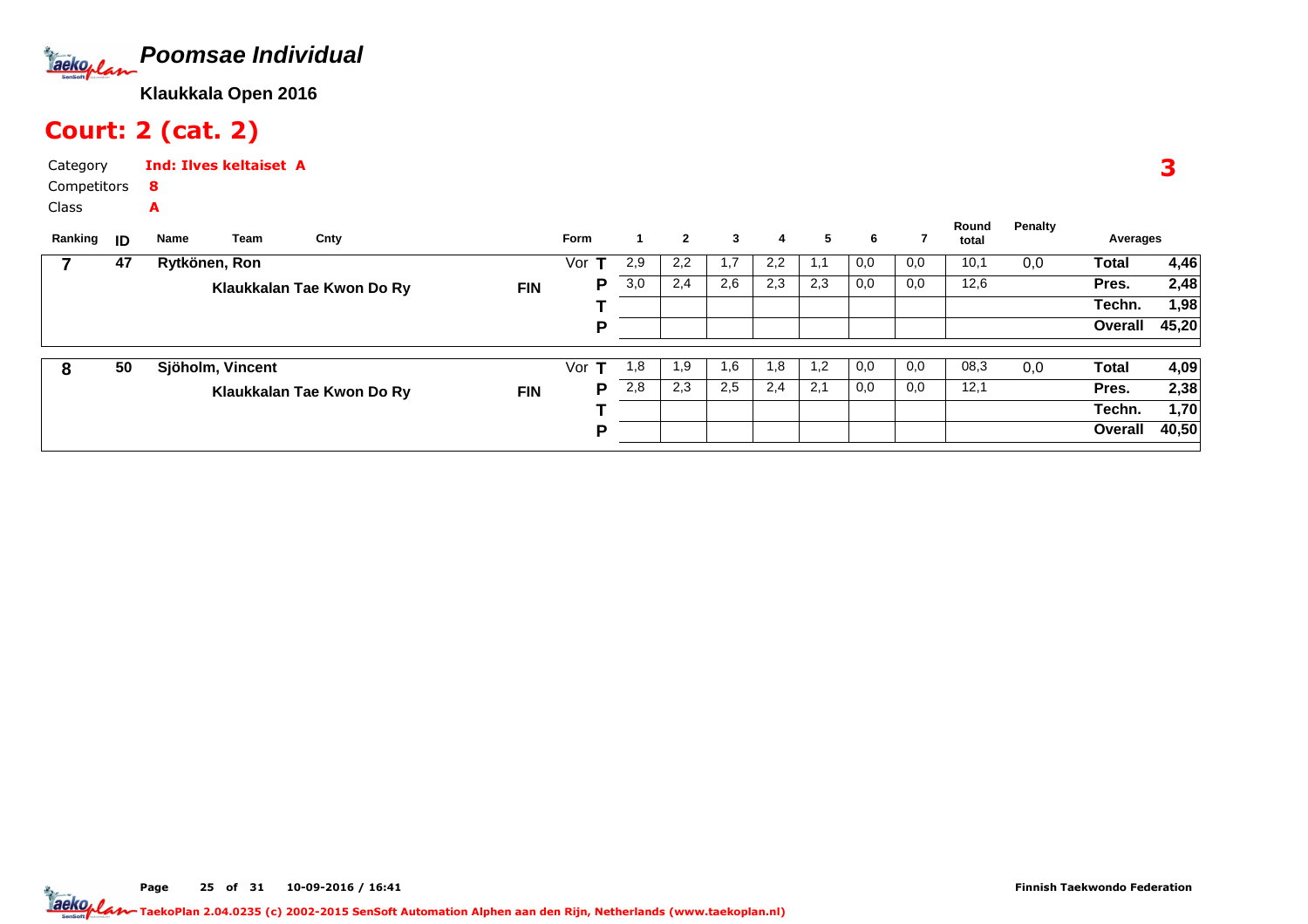# *Poomsae Individual*

**Klaukkala Open 2016**

## Court: 2 (cat. 2)

Category **Ind: Ilves keltaiset A**

Competitors **8**

Class **A**

**3**

| Ranking | ID | Name / Team | Cnty | Form | | 1 | 2 | 3 | 4 | 5 | 6 | 7 | Round total | Penalty | Averages | |
|---|---|---|---|---|---|---|---|---|---|---|---|---|---|---|---|---|
| 7 | 47 | Rytkönen, Ron | | Vor | T | 2,9 | 2,2 | 1,7 | 2,2 | 1,1 | 0,0 | 0,0 | 10,1 | 0,0 | Total | 4,46 |
| | | Klaukkalan Tae Kwon Do Ry | FIN | | P | 3,0 | 2,4 | 2,6 | 2,3 | 2,3 | 0,0 | 0,0 | 12,6 | | Pres. | 2,48 |
| | | | | | T | | | | | | | | | | Techn. | 1,98 |
| | | | | | P | | | | | | | | | | Overall | 45,20 |
| 8 | 50 | Sjöholm, Vincent | | Vor | T | 1,8 | 1,9 | 1,6 | 1,8 | 1,2 | 0,0 | 0,0 | 08,3 | 0,0 | Total | 4,09 |
| | | Klaukkalan Tae Kwon Do Ry | FIN | | P | 2,8 | 2,3 | 2,5 | 2,4 | 2,1 | 0,0 | 0,0 | 12,1 | | Pres. | 2,38 |
| | | | | | T | | | | | | | | | | Techn. | 1,70 |
| | | | | | P | | | | | | | | | | Overall | 40,50 |

Finnish Taekwondo Federation

TaekoPlan 2.04.0235 (c) 2002-2015 SenSoft Automation Alphen aan den Rijn, Netherlands (www.taekoplan.nl)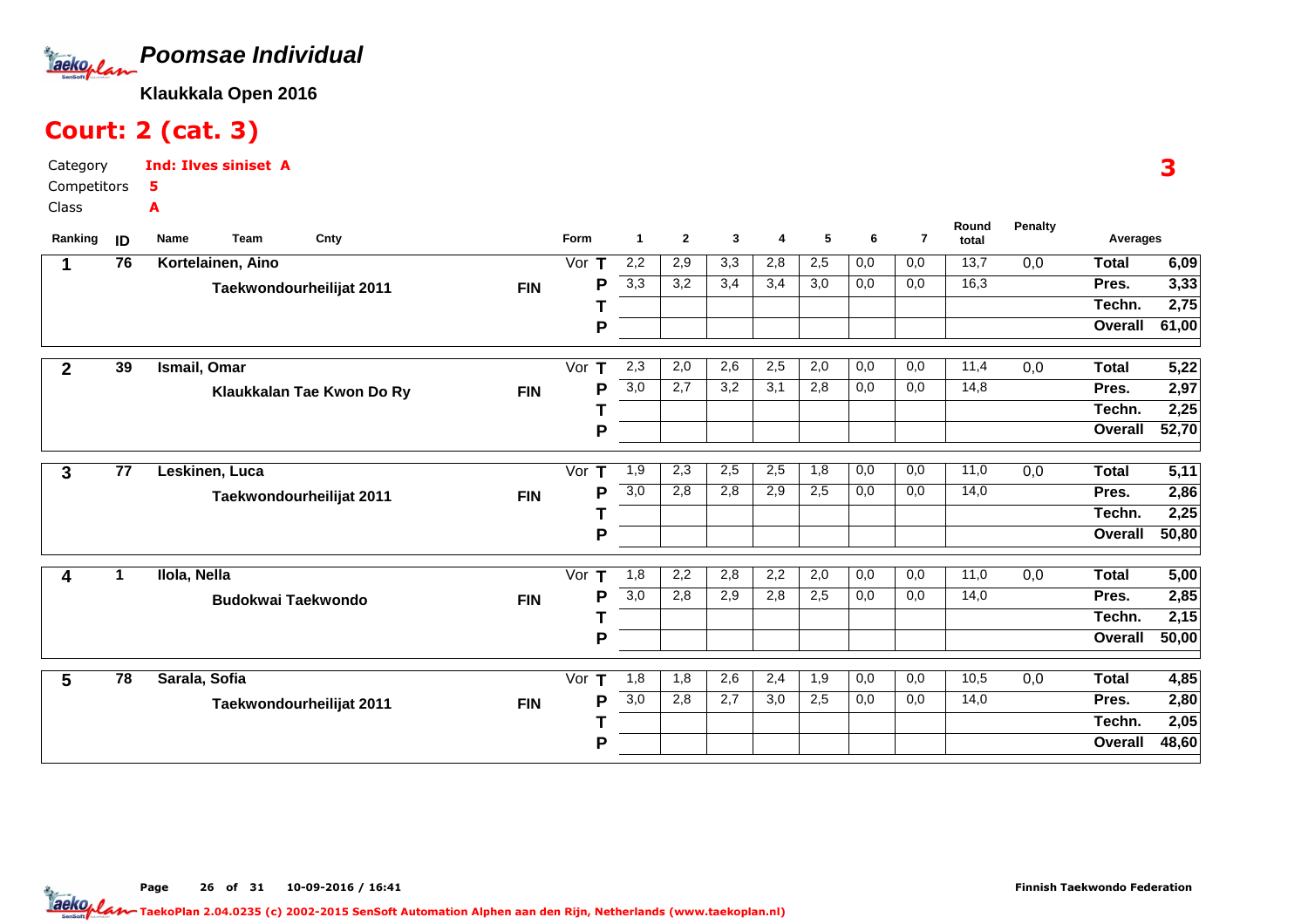# Poomsae Individual

**Klaukkala Open 2016**

## Court: 2 (cat. 3)

Category **Ind: Ilves siniset A**
Competitors **5**
Class **A**

**3**

| Ranking | ID | Name / Team | Cnty | Form | | 1 | 2 | 3 | 4 | 5 | 6 | 7 | Round total | Penalty | Averages | |
|---|---|---|---|---|---|---|---|---|---|---|---|---|---|---|---|---|
| 1 | 76 | Kortelainen, Aino | | Vor | T | 2,2 | 2,9 | 3,3 | 2,8 | 2,5 | 0,0 | 0,0 | 13,7 | 0,0 | Total | 6,09 |
| | | Taekwondourheilijat 2011 | FIN | | P | 3,3 | 3,2 | 3,4 | 3,4 | 3,0 | 0,0 | 0,0 | 16,3 | | Pres. | 3,33 |
| | | | | | T | | | | | | | | | | Techn. | 2,75 |
| | | | | | P | | | | | | | | | | Overall | 61,00 |
| 2 | 39 | Ismail, Omar | | Vor | T | 2,3 | 2,0 | 2,6 | 2,5 | 2,0 | 0,0 | 0,0 | 11,4 | 0,0 | Total | 5,22 |
| | | Klaukkalan Tae Kwon Do Ry | FIN | | P | 3,0 | 2,7 | 3,2 | 3,1 | 2,8 | 0,0 | 0,0 | 14,8 | | Pres. | 2,97 |
| | | | | | T | | | | | | | | | | Techn. | 2,25 |
| | | | | | P | | | | | | | | | | Overall | 52,70 |
| 3 | 77 | Leskinen, Luca | | Vor | T | 1,9 | 2,3 | 2,5 | 2,5 | 1,8 | 0,0 | 0,0 | 11,0 | 0,0 | Total | 5,11 |
| | | Taekwondourheilijat 2011 | FIN | | P | 3,0 | 2,8 | 2,8 | 2,9 | 2,5 | 0,0 | 0,0 | 14,0 | | Pres. | 2,86 |
| | | | | | T | | | | | | | | | | Techn. | 2,25 |
| | | | | | P | | | | | | | | | | Overall | 50,80 |
| 4 | 1 | Ilola, Nella | | Vor | T | 1,8 | 2,2 | 2,8 | 2,2 | 2,0 | 0,0 | 0,0 | 11,0 | 0,0 | Total | 5,00 |
| | | Budokwai Taekwondo | FIN | | P | 3,0 | 2,8 | 2,9 | 2,8 | 2,5 | 0,0 | 0,0 | 14,0 | | Pres. | 2,85 |
| | | | | | T | | | | | | | | | | Techn. | 2,15 |
| | | | | | P | | | | | | | | | | Overall | 50,00 |
| 5 | 78 | Sarala, Sofia | | Vor | T | 1,8 | 1,8 | 2,6 | 2,4 | 1,9 | 0,0 | 0,0 | 10,5 | 0,0 | Total | 4,85 |
| | | Taekwondourheilijat 2011 | FIN | | P | 3,0 | 2,8 | 2,7 | 3,0 | 2,5 | 0,0 | 0,0 | 14,0 | | Pres. | 2,80 |
| | | | | | T | | | | | | | | | | Techn. | 2,05 |
| | | | | | P | | | | | | | | | | Overall | 48,60 |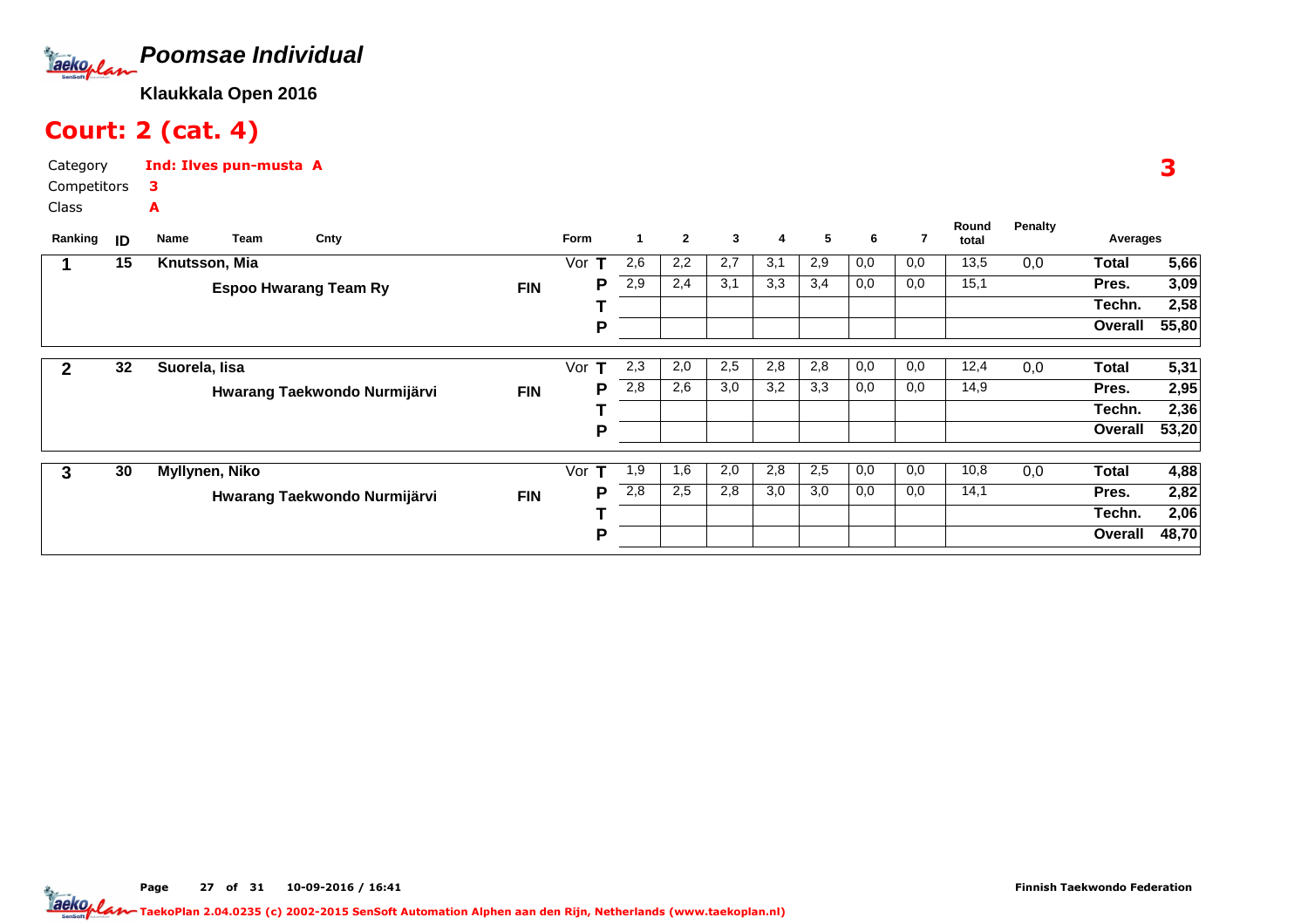## *Poomsae Individual*

**Klaukkala Open 2016**

# Court: 2 (cat. 4)

Category **Ind: Ilves pun-musta A**

Competitors **3**

Class **A**

**3**

| Ranking | ID | Name / Team | Cnty | Form | | 1 | 2 | 3 | 4 | 5 | 6 | 7 | Round total | Penalty | Averages | |
|---|---|---|---|---|---|---|---|---|---|---|---|---|---|---|---|---|
| 1 | 15 | Knutsson, Mia | | Vor | T | 2,6 | 2,2 | 2,7 | 3,1 | 2,9 | 0,0 | 0,0 | 13,5 | 0,0 | Total | 5,66 |
| | | Espoo Hwarang Team Ry | FIN | | P | 2,9 | 2,4 | 3,1 | 3,3 | 3,4 | 0,0 | 0,0 | 15,1 | | Pres. | 3,09 |
| | | | | | T | | | | | | | | | | Techn. | 2,58 |
| | | | | | P | | | | | | | | | | Overall | 55,80 |
| 2 | 32 | Suorela, Iisa | | Vor | T | 2,3 | 2,0 | 2,5 | 2,8 | 2,8 | 0,0 | 0,0 | 12,4 | 0,0 | Total | 5,31 |
| | | Hwarang Taekwondo Nurmijärvi | FIN | | P | 2,8 | 2,6 | 3,0 | 3,2 | 3,3 | 0,0 | 0,0 | 14,9 | | Pres. | 2,95 |
| | | | | | T | | | | | | | | | | Techn. | 2,36 |
| | | | | | P | | | | | | | | | | Overall | 53,20 |
| 3 | 30 | Myllynen, Niko | | Vor | T | 1,9 | 1,6 | 2,0 | 2,8 | 2,5 | 0,0 | 0,0 | 10,8 | 0,0 | Total | 4,88 |
| | | Hwarang Taekwondo Nurmijärvi | FIN | | P | 2,8 | 2,5 | 2,8 | 3,0 | 3,0 | 0,0 | 0,0 | 14,1 | | Pres. | 2,82 |
| | | | | | T | | | | | | | | | | Techn. | 2,06 |
| | | | | | P | | | | | | | | | | Overall | 48,70 |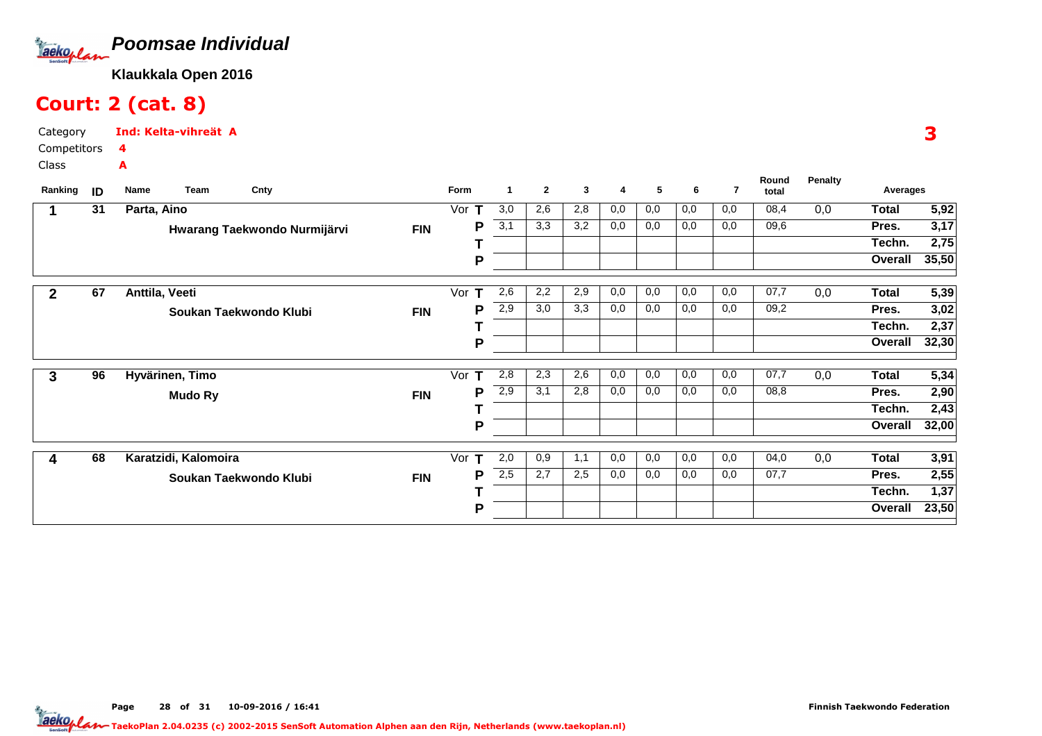# Poomsae Individual

**Klaukkala Open 2016**

## Court: 2 (cat. 8)

Category **Ind: Kelta-vihreät A**

Competitors **4**

Class **A**

**3**

| Ranking | ID | Name / Team | Cnty | Form | | 1 | 2 | 3 | 4 | 5 | 6 | 7 | Round total | Penalty | Averages | |
|---|---|---|---|---|---|---|---|---|---|---|---|---|---|---|---|---|
| 1 | 31 | Parta, Aino | | Vor | T | 3,0 | 2,6 | 2,8 | 0,0 | 0,0 | 0,0 | 0,0 | 08,4 | 0,0 | Total | 5,92 |
| | | Hwarang Taekwondo Nurmijärvi | FIN | | P | 3,1 | 3,3 | 3,2 | 0,0 | 0,0 | 0,0 | 0,0 | 09,6 | | Pres. | 3,17 |
| | | | | | T | | | | | | | | | | Techn. | 2,75 |
| | | | | | P | | | | | | | | | | Overall | 35,50 |
| 2 | 67 | Anttila, Veeti | | Vor | T | 2,6 | 2,2 | 2,9 | 0,0 | 0,0 | 0,0 | 0,0 | 07,7 | 0,0 | Total | 5,39 |
| | | Soukan Taekwondo Klubi | FIN | | P | 2,9 | 3,0 | 3,3 | 0,0 | 0,0 | 0,0 | 0,0 | 09,2 | | Pres. | 3,02 |
| | | | | | T | | | | | | | | | | Techn. | 2,37 |
| | | | | | P | | | | | | | | | | Overall | 32,30 |
| 3 | 96 | Hyvärinen, Timo | | Vor | T | 2,8 | 2,3 | 2,6 | 0,0 | 0,0 | 0,0 | 0,0 | 07,7 | 0,0 | Total | 5,34 |
| | | Mudo Ry | FIN | | P | 2,9 | 3,1 | 2,8 | 0,0 | 0,0 | 0,0 | 0,0 | 08,8 | | Pres. | 2,90 |
| | | | | | T | | | | | | | | | | Techn. | 2,43 |
| | | | | | P | | | | | | | | | | Overall | 32,00 |
| 4 | 68 | Karatzidi, Kalomoira | | Vor | T | 2,0 | 0,9 | 1,1 | 0,0 | 0,0 | 0,0 | 0,0 | 04,0 | 0,0 | Total | 3,91 |
| | | Soukan Taekwondo Klubi | FIN | | P | 2,5 | 2,7 | 2,5 | 0,0 | 0,0 | 0,0 | 0,0 | 07,7 | | Pres. | 2,55 |
| | | | | | T | | | | | | | | | | Techn. | 1,37 |
| | | | | | P | | | | | | | | | | Overall | 23,50 |

10-09-2016 / 16:41

Finnish Taekwondo Federation

TaekoPlan 2.04.0235 (c) 2002-2015 SenSoft Automation Alphen aan den Rijn, Netherlands (www.taekoplan.nl)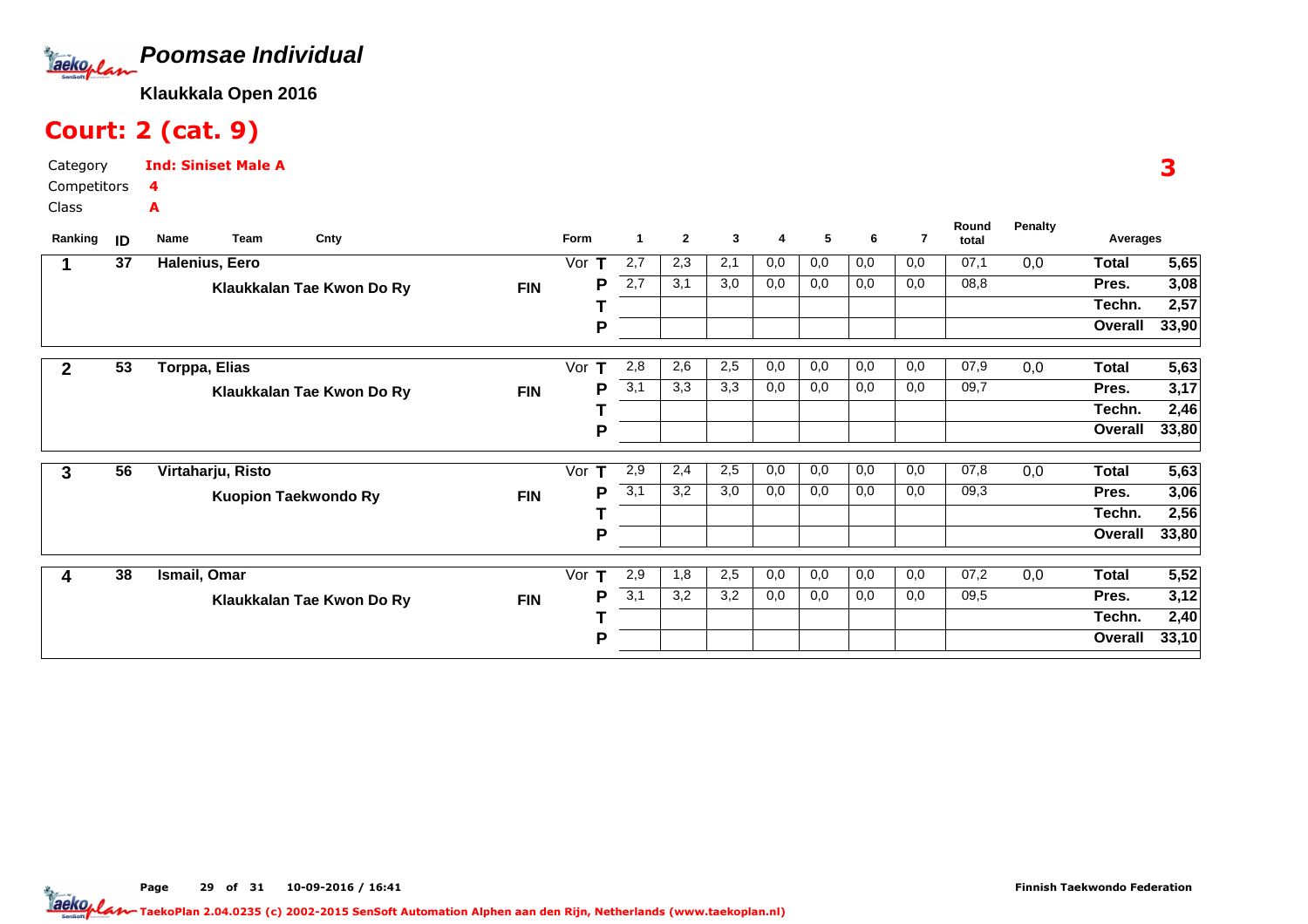# Poomsae Individual

**Klaukkala Open 2016**

## Court: 2 (cat. 9)

Category **Ind: Siniset Male A**
Competitors **4**
Class **A**

**3**

| Ranking | ID | Name / Team | Cnty | Form | | 1 | 2 | 3 | 4 | 5 | 6 | 7 | Round total | Penalty | Averages | |
|---|---|---|---|---|---|---|---|---|---|---|---|---|---|---|---|---|
| 1 | 37 | **Halenius, Eero** | | Vor | T | 2,7 | 2,3 | 2,1 | 0,0 | 0,0 | 0,0 | 0,0 | 07,1 | 0,0 | Total | 5,65 |
| | | Klaukkalan Tae Kwon Do Ry | FIN | | P | 2,7 | 3,1 | 3,0 | 0,0 | 0,0 | 0,0 | 0,0 | 08,8 | | Pres. | 3,08 |
| | | | | | T | | | | | | | | | | Techn. | 2,57 |
| | | | | | P | | | | | | | | | | Overall | 33,90 |
| 2 | 53 | **Torppa, Elias** | | Vor | T | 2,8 | 2,6 | 2,5 | 0,0 | 0,0 | 0,0 | 0,0 | 07,9 | 0,0 | Total | 5,63 |
| | | Klaukkalan Tae Kwon Do Ry | FIN | | P | 3,1 | 3,3 | 3,3 | 0,0 | 0,0 | 0,0 | 0,0 | 09,7 | | Pres. | 3,17 |
| | | | | | T | | | | | | | | | | Techn. | 2,46 |
| | | | | | P | | | | | | | | | | Overall | 33,80 |
| 3 | 56 | **Virtaharju, Risto** | | Vor | T | 2,9 | 2,4 | 2,5 | 0,0 | 0,0 | 0,0 | 0,0 | 07,8 | 0,0 | Total | 5,63 |
| | | Kuopion Taekwondo Ry | FIN | | P | 3,1 | 3,2 | 3,0 | 0,0 | 0,0 | 0,0 | 0,0 | 09,3 | | Pres. | 3,06 |
| | | | | | T | | | | | | | | | | Techn. | 2,56 |
| | | | | | P | | | | | | | | | | Overall | 33,80 |
| 4 | 38 | **Ismail, Omar** | | Vor | T | 2,9 | 1,8 | 2,5 | 0,0 | 0,0 | 0,0 | 0,0 | 07,2 | 0,0 | Total | 5,52 |
| | | Klaukkalan Tae Kwon Do Ry | FIN | | P | 3,1 | 3,2 | 3,2 | 0,0 | 0,0 | 0,0 | 0,0 | 09,5 | | Pres. | 3,12 |
| | | | | | T | | | | | | | | | | Techn. | 2,40 |
| | | | | | P | | | | | | | | | | Overall | 33,10 |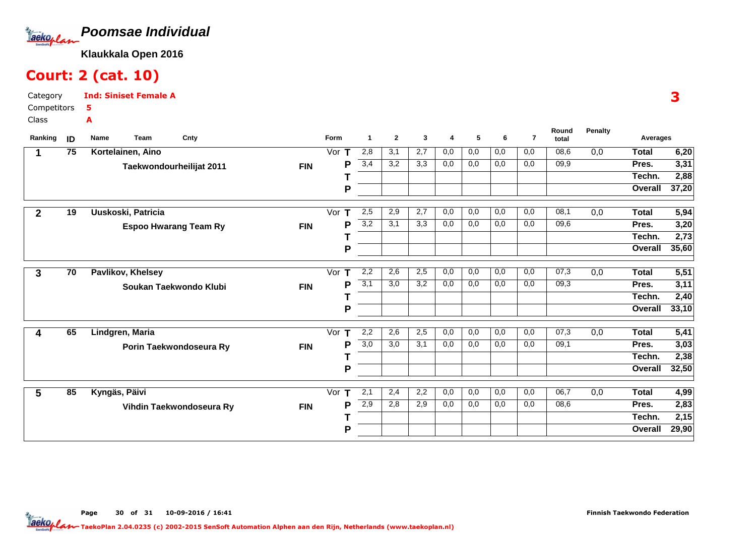# Poomsae Individual

**Klaukkala Open 2016**

## Court: 2 (cat. 10)

Category **Ind: Siniset Female A**

Competitors **5**

Class **A**

3

| Ranking | ID | Name / Team | Cnty | Form | | 1 | 2 | 3 | 4 | 5 | 6 | 7 | Round total | Penalty | Averages | |
|---|---|---|---|---|---|---|---|---|---|---|---|---|---|---|---|---|
| 1 | 75 | Kortelainen, Aino | | Vor | T | 2,8 | 3,1 | 2,7 | 0,0 | 0,0 | 0,0 | 0,0 | 08,6 | 0,0 | Total | 6,20 |
| | | Taekwondourheilijat 2011 | FIN | | P | 3,4 | 3,2 | 3,3 | 0,0 | 0,0 | 0,0 | 0,0 | 09,9 | | Pres. | 3,31 |
| | | | | | T | | | | | | | | | | Techn. | 2,88 |
| | | | | | P | | | | | | | | | | Overall | 37,20 |
| 2 | 19 | Uuskoski, Patricia | | Vor | T | 2,5 | 2,9 | 2,7 | 0,0 | 0,0 | 0,0 | 0,0 | 08,1 | 0,0 | Total | 5,94 |
| | | Espoo Hwarang Team Ry | FIN | | P | 3,2 | 3,1 | 3,3 | 0,0 | 0,0 | 0,0 | 0,0 | 09,6 | | Pres. | 3,20 |
| | | | | | T | | | | | | | | | | Techn. | 2,73 |
| | | | | | P | | | | | | | | | | Overall | 35,60 |
| 3 | 70 | Pavlikov, Khelsey | | Vor | T | 2,2 | 2,6 | 2,5 | 0,0 | 0,0 | 0,0 | 0,0 | 07,3 | 0,0 | Total | 5,51 |
| | | Soukan Taekwondo Klubi | FIN | | P | 3,1 | 3,0 | 3,2 | 0,0 | 0,0 | 0,0 | 0,0 | 09,3 | | Pres. | 3,11 |
| | | | | | T | | | | | | | | | | Techn. | 2,40 |
| | | | | | P | | | | | | | | | | Overall | 33,10 |
| 4 | 65 | Lindgren, Maria | | Vor | T | 2,2 | 2,6 | 2,5 | 0,0 | 0,0 | 0,0 | 0,0 | 07,3 | 0,0 | Total | 5,41 |
| | | Porin Taekwondoseura Ry | FIN | | P | 3,0 | 3,0 | 3,1 | 0,0 | 0,0 | 0,0 | 0,0 | 09,1 | | Pres. | 3,03 |
| | | | | | T | | | | | | | | | | Techn. | 2,38 |
| | | | | | P | | | | | | | | | | Overall | 32,50 |
| 5 | 85 | Kyngäs, Päivi | | Vor | T | 2,1 | 2,4 | 2,2 | 0,0 | 0,0 | 0,0 | 0,0 | 06,7 | 0,0 | Total | 4,99 |
| | | Vihdin Taekwondoseura Ry | FIN | | P | 2,9 | 2,8 | 2,9 | 0,0 | 0,0 | 0,0 | 0,0 | 08,6 | | Pres. | 2,83 |
| | | | | | T | | | | | | | | | | Techn. | 2,15 |
| | | | | | P | | | | | | | | | | Overall | 29,90 |

Page 30 of 31 10-09-2016 / 16:41

Finnish Taekwondo Federation

TaekoPlan 2.04.0235 (c) 2002-2015 SenSoft Automation Alphen aan den Rijn, Netherlands (www.taekoplan.nl)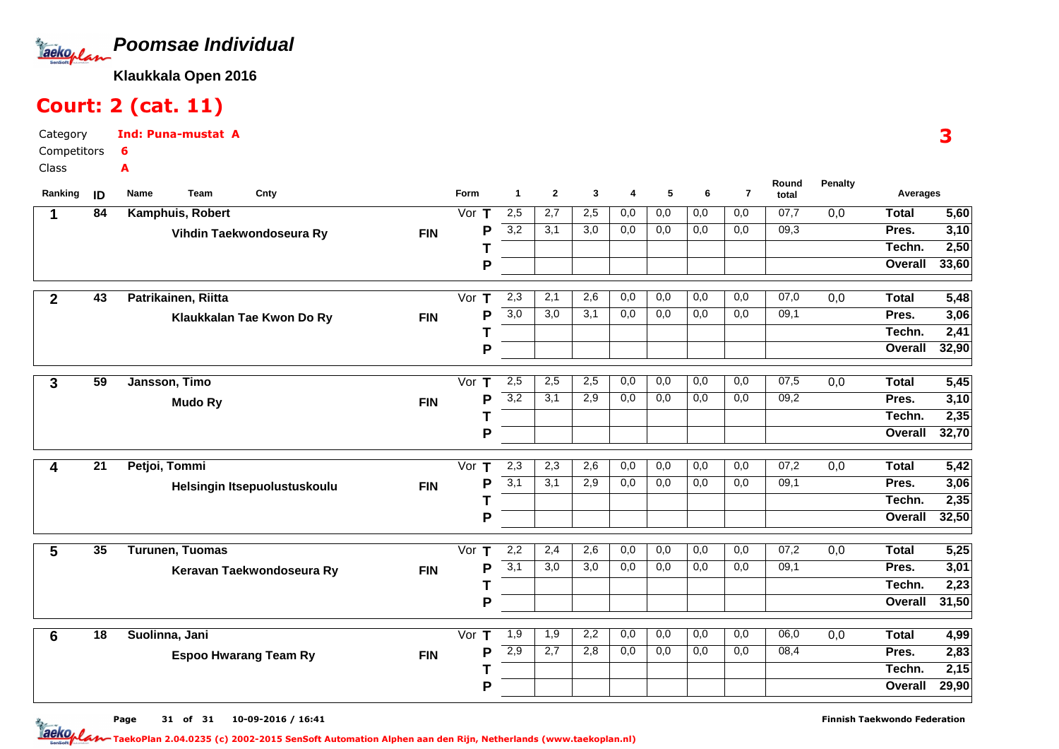# Poomsae Individual

**Klaukkala Open 2016**

## Court: 2 (cat. 11)

Category **Ind: Puna-mustat A**
Competitors **6**
Class **A**

**3**

| Ranking | ID | Name / Team | Cnty | Form | | 1 | 2 | 3 | 4 | 5 | 6 | 7 | Round total | Penalty | Averages | |
|---|---|---|---|---|---|---|---|---|---|---|---|---|---|---|---|---|
| 1 | 84 | Kamphuis, Robert | | Vor | T | 2,5 | 2,7 | 2,5 | 0,0 | 0,0 | 0,0 | 0,0 | 07,7 | 0,0 | Total | 5,60 |
| | | Vihdin Taekwondoseura Ry | FIN | | P | 3,2 | 3,1 | 3,0 | 0,0 | 0,0 | 0,0 | 0,0 | 09,3 | | Pres. | 3,10 |
| | | | | | T | | | | | | | | | | Techn. | 2,50 |
| | | | | | P | | | | | | | | | | Overall | 33,60 |
| 2 | 43 | Patrikainen, Riitta | | Vor | T | 2,3 | 2,1 | 2,6 | 0,0 | 0,0 | 0,0 | 0,0 | 07,0 | 0,0 | Total | 5,48 |
| | | Klaukkalan Tae Kwon Do Ry | FIN | | P | 3,0 | 3,0 | 3,1 | 0,0 | 0,0 | 0,0 | 0,0 | 09,1 | | Pres. | 3,06 |
| | | | | | T | | | | | | | | | | Techn. | 2,41 |
| | | | | | P | | | | | | | | | | Overall | 32,90 |
| 3 | 59 | Jansson, Timo | | Vor | T | 2,5 | 2,5 | 2,5 | 0,0 | 0,0 | 0,0 | 0,0 | 07,5 | 0,0 | Total | 5,45 |
| | | Mudo Ry | FIN | | P | 3,2 | 3,1 | 2,9 | 0,0 | 0,0 | 0,0 | 0,0 | 09,2 | | Pres. | 3,10 |
| | | | | | T | | | | | | | | | | Techn. | 2,35 |
| | | | | | P | | | | | | | | | | Overall | 32,70 |
| 4 | 21 | Petjoi, Tommi | | Vor | T | 2,3 | 2,3 | 2,6 | 0,0 | 0,0 | 0,0 | 0,0 | 07,2 | 0,0 | Total | 5,42 |
| | | Helsingin Itsepuolustuskoulu | FIN | | P | 3,1 | 3,1 | 2,9 | 0,0 | 0,0 | 0,0 | 0,0 | 09,1 | | Pres. | 3,06 |
| | | | | | T | | | | | | | | | | Techn. | 2,35 |
| | | | | | P | | | | | | | | | | Overall | 32,50 |
| 5 | 35 | Turunen, Tuomas | | Vor | T | 2,2 | 2,4 | 2,6 | 0,0 | 0,0 | 0,0 | 0,0 | 07,2 | 0,0 | Total | 5,25 |
| | | Keravan Taekwondoseura Ry | FIN | | P | 3,1 | 3,0 | 3,0 | 0,0 | 0,0 | 0,0 | 0,0 | 09,1 | | Pres. | 3,01 |
| | | | | | T | | | | | | | | | | Techn. | 2,23 |
| | | | | | P | | | | | | | | | | Overall | 31,50 |
| 6 | 18 | Suolinna, Jani | | Vor | T | 1,9 | 1,9 | 2,2 | 0,0 | 0,0 | 0,0 | 0,0 | 06,0 | 0,0 | Total | 4,99 |
| | | Espoo Hwarang Team Ry | FIN | | P | 2,9 | 2,7 | 2,8 | 0,0 | 0,0 | 0,0 | 0,0 | 08,4 | | Pres. | 2,83 |
| | | | | | T | | | | | | | | | | Techn. | 2,15 |
| | | | | | P | | | | | | | | | | Overall | 29,90 |

10-09-2016 / 16:41

Finnish Taekwondo Federation

TaekoPlan 2.04.0235 (c) 2002-2015 SenSoft Automation Alphen aan den Rijn, Netherlands (www.taekoplan.nl)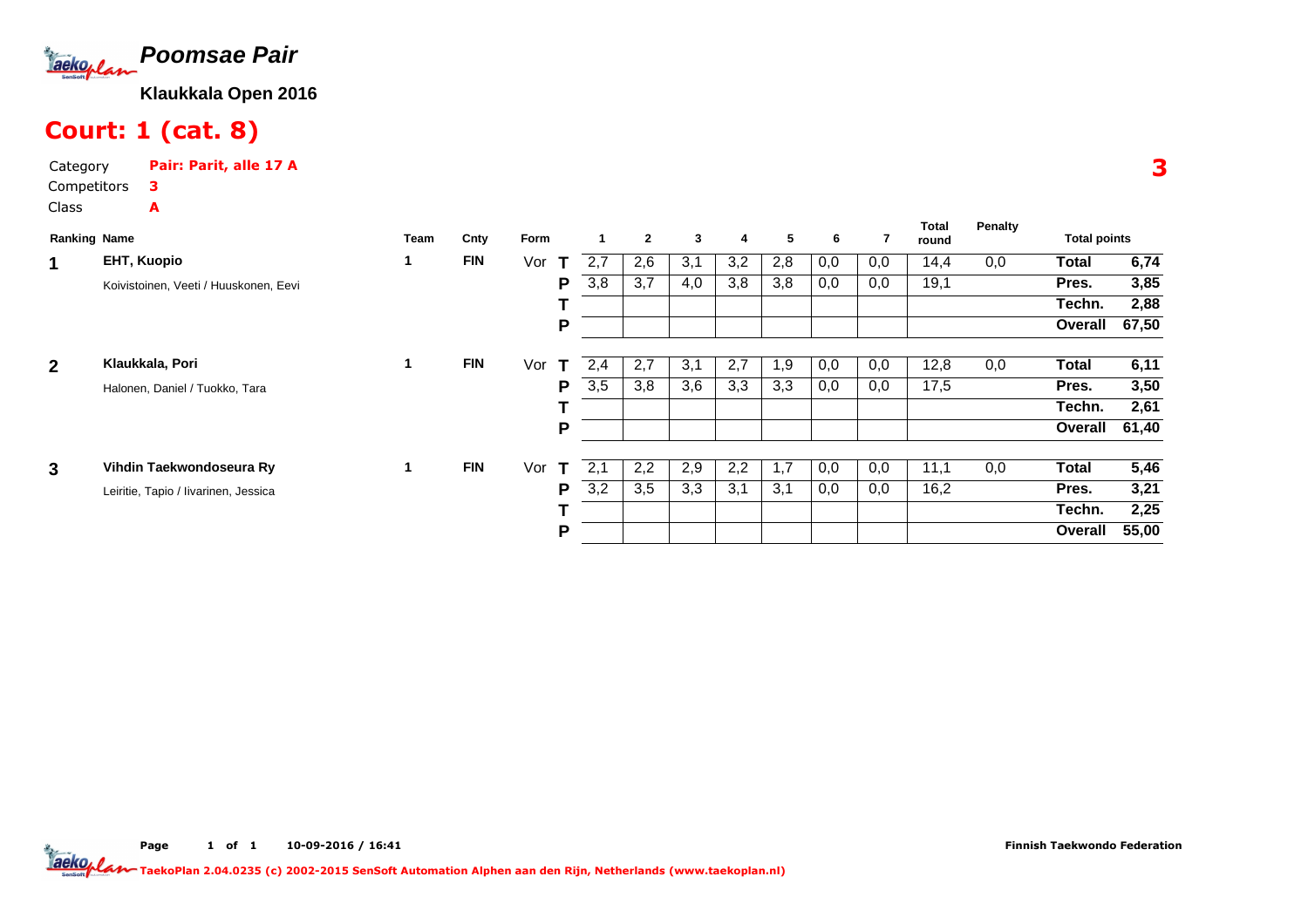# Poomsae Pair

**Klaukkala Open 2016**

## Court: 1 (cat. 8)

Category **Pair: Parit, alle 17 A**

Competitors **3**

Class **A**

**3**

| Ranking | Name | Team | Cnty | Form | | 1 | 2 | 3 | 4 | 5 | 6 | 7 | Total round | Penalty | Total points | |
|---|---|---|---|---|---|---|---|---|---|---|---|---|---|---|---|---|
| **1** | **EHT, Kuopio** | 1 | **FIN** | Vor | **T** | 2,7 | 2,6 | 3,1 | 3,2 | 2,8 | 0,0 | 0,0 | 14,4 | 0,0 | **Total** | **6,74** |
| | Koivistoinen, Veeti / Huuskonen, Eevi | | | | **P** | 3,8 | 3,7 | 4,0 | 3,8 | 3,8 | 0,0 | 0,0 | 19,1 | | **Pres.** | **3,85** |
| | | | | | **T** | | | | | | | | | | **Techn.** | **2,88** |
| | | | | | **P** | | | | | | | | | | **Overall** | **67,50** |
| **2** | **Klaukkala, Pori** | 1 | **FIN** | Vor | **T** | 2,4 | 2,7 | 3,1 | 2,7 | 1,9 | 0,0 | 0,0 | 12,8 | 0,0 | **Total** | **6,11** |
| | Halonen, Daniel / Tuokko, Tara | | | | **P** | 3,5 | 3,8 | 3,6 | 3,3 | 3,3 | 0,0 | 0,0 | 17,5 | | **Pres.** | **3,50** |
| | | | | | **T** | | | | | | | | | | **Techn.** | **2,61** |
| | | | | | **P** | | | | | | | | | | **Overall** | **61,40** |
| **3** | **Vihdin Taekwondoseura Ry** | 1 | **FIN** | Vor | **T** | 2,1 | 2,2 | 2,9 | 2,2 | 1,7 | 0,0 | 0,0 | 11,1 | 0,0 | **Total** | **5,46** |
| | Leiritie, Tapio / Iivarinen, Jessica | | | | **P** | 3,2 | 3,5 | 3,3 | 3,1 | 3,1 | 0,0 | 0,0 | 16,2 | | **Pres.** | **3,21** |
| | | | | | **T** | | | | | | | | | | **Techn.** | **2,25** |
| | | | | | **P** | | | | | | | | | | **Overall** | **55,00** |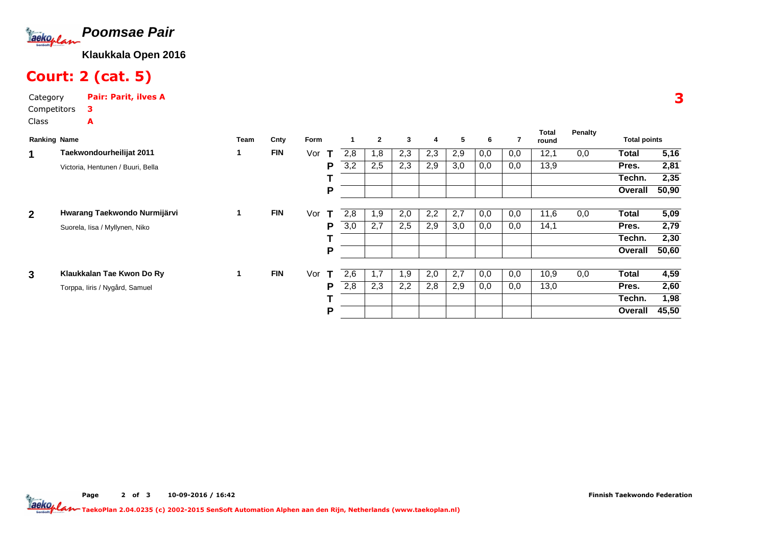# Poomsae Pair

**Klaukkala Open 2016**

## Court: 2 (cat. 5)

Category **Pair: Parit, ilves A**

Competitors **3**

Class **A**

**3**

| Ranking | Name | Team | Cnty | Form | | 1 | 2 | 3 | 4 | 5 | 6 | 7 | Total round | Penalty | Total points | |
|---|---|---|---|---|---|---|---|---|---|---|---|---|---|---|---|---|
| **1** | **Taekwondourheilijat 2011** | 1 | **FIN** | Vor | **T** | 2,8 | 1,8 | 2,3 | 2,3 | 2,9 | 0,0 | 0,0 | 12,1 | 0,0 | **Total** | **5,16** |
| | Victoria, Hentunen / Buuri, Bella | | | | **P** | 3,2 | 2,5 | 2,3 | 2,9 | 3,0 | 0,0 | 0,0 | 13,9 | | **Pres.** | **2,81** |
| | | | | | **T** | | | | | | | | | | **Techn.** | **2,35** |
| | | | | | **P** | | | | | | | | | | **Overall** | **50,90** |
| **2** | **Hwarang Taekwondo Nurmijärvi** | 1 | **FIN** | Vor | **T** | 2,8 | 1,9 | 2,0 | 2,2 | 2,7 | 0,0 | 0,0 | 11,6 | 0,0 | **Total** | **5,09** |
| | Suorela, Iisa / Myllynen, Niko | | | | **P** | 3,0 | 2,7 | 2,5 | 2,9 | 3,0 | 0,0 | 0,0 | 14,1 | | **Pres.** | **2,79** |
| | | | | | **T** | | | | | | | | | | **Techn.** | **2,30** |
| | | | | | **P** | | | | | | | | | | **Overall** | **50,60** |
| **3** | **Klaukkalan Tae Kwon Do Ry** | 1 | **FIN** | Vor | **T** | 2,6 | 1,7 | 1,9 | 2,0 | 2,7 | 0,0 | 0,0 | 10,9 | 0,0 | **Total** | **4,59** |
| | Torppa, Iiris / Nygård, Samuel | | | | **P** | 2,8 | 2,3 | 2,2 | 2,8 | 2,9 | 0,0 | 0,0 | 13,0 | | **Pres.** | **2,60** |
| | | | | | **T** | | | | | | | | | | **Techn.** | **1,98** |
| | | | | | **P** | | | | | | | | | | **Overall** | **45,50** |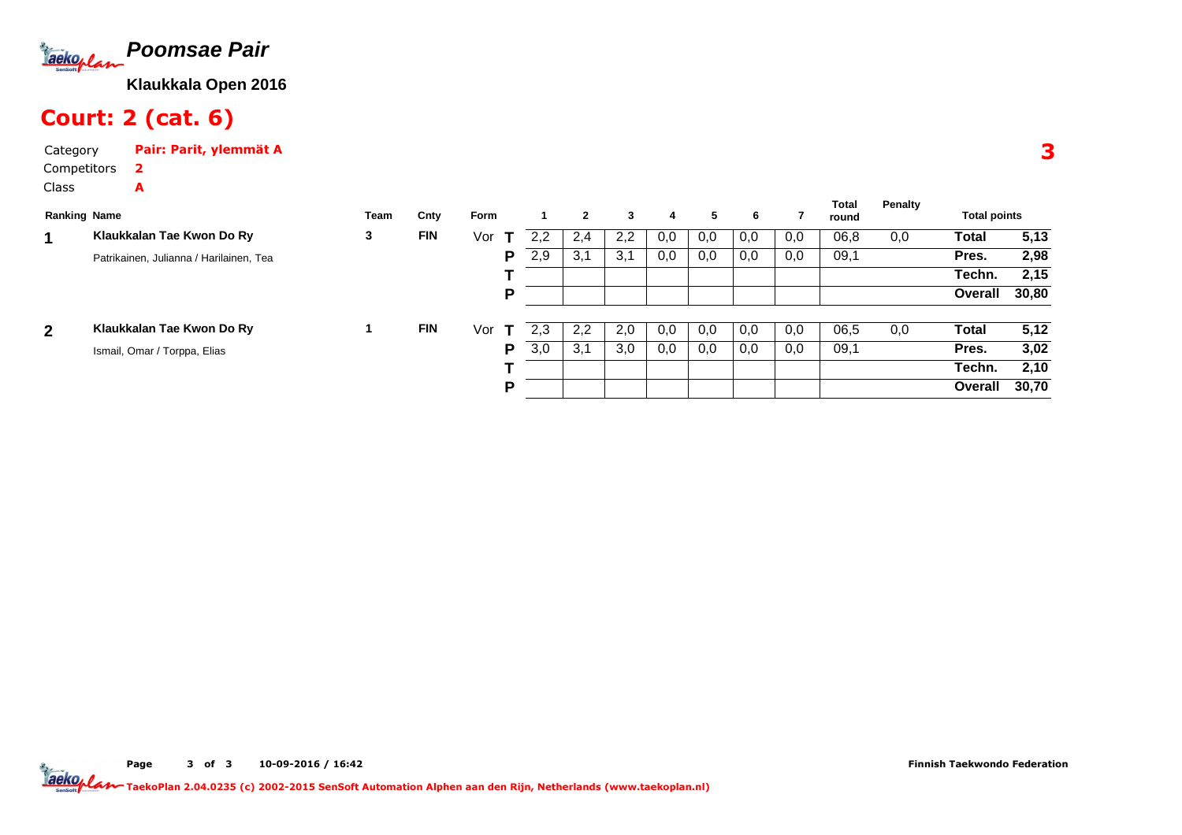# Poomsae Pair

**Klaukkala Open 2016**

## Court: 2 (cat. 6)

Category **Pair: Parit, ylemmät A**

Competitors **2**

Class **A**

**3**

| Ranking | Name | Team | Cnty | Form | | 1 | 2 | 3 | 4 | 5 | 6 | 7 | Total round | Penalty | Total points | |
|---|---|---|---|---|---|---|---|---|---|---|---|---|---|---|---|---|
| **1** | **Klaukkalan Tae Kwon Do Ry** | 3 | **FIN** | Vor | **T** | 2,2 | 2,4 | 2,2 | 0,0 | 0,0 | 0,0 | 0,0 | 06,8 | 0,0 | **Total** | **5,13** |
| | Patrikainen, Julianna / Harilainen, Tea | | | | **P** | 2,9 | 3,1 | 3,1 | 0,0 | 0,0 | 0,0 | 0,0 | 09,1 | | **Pres.** | **2,98** |
| | | | | | **T** | | | | | | | | | | **Techn.** | **2,15** |
| | | | | | **P** | | | | | | | | | | **Overall** | **30,80** |
| **2** | **Klaukkalan Tae Kwon Do Ry** | 1 | **FIN** | Vor | **T** | 2,3 | 2,2 | 2,0 | 0,0 | 0,0 | 0,0 | 0,0 | 06,5 | 0,0 | **Total** | **5,12** |
| | Ismail, Omar / Torppa, Elias | | | | **P** | 3,0 | 3,1 | 3,0 | 0,0 | 0,0 | 0,0 | 0,0 | 09,1 | | **Pres.** | **3,02** |
| | | | | | **T** | | | | | | | | | | **Techn.** | **2,10** |
| | | | | | **P** | | | | | | | | | | **Overall** | **30,70** |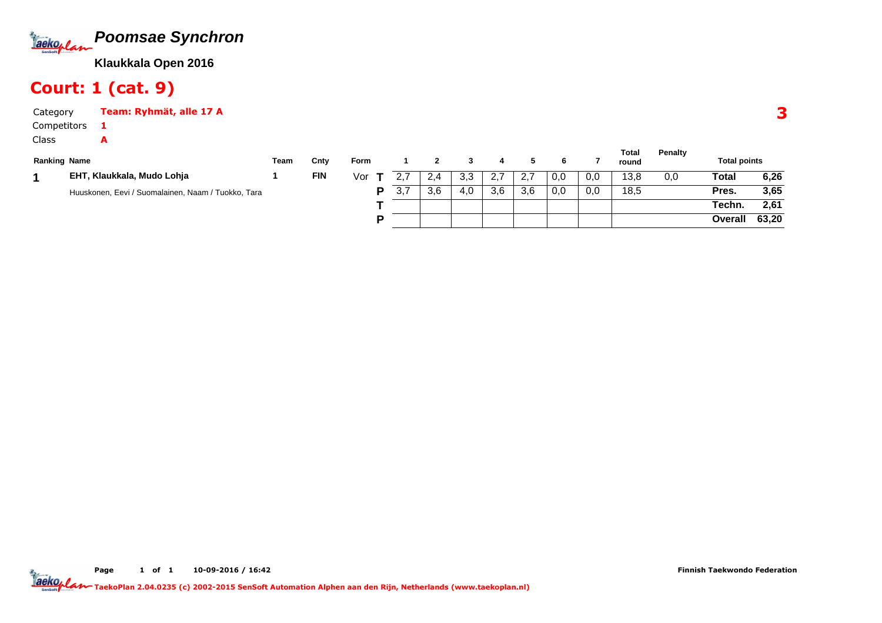# Poomsae Synchron

**Klaukkala Open 2016**

## Court: 1 (cat. 9)

Category **Team: Ryhmät, alle 17 A**

Competitors **1**

Class **A**

**3**

| Ranking | Name | Team | Cnty | Form | | 1 | 2 | 3 | 4 | 5 | 6 | 7 | Total round | Penalty | Total points | |
|---|---|---|---|---|---|---|---|---|---|---|---|---|---|---|---|---|
| 1 | EHT, Klaukkala, Mudo Lohja | 1 | FIN | Vor | T | 2,7 | 2,4 | 3,3 | 2,7 | 2,7 | 0,0 | 0,0 | 13,8 | 0,0 | Total | 6,26 |
| | Huuskonen, Eevi / Suomalainen, Naam / Tuokko, Tara | | | | P | 3,7 | 3,6 | 4,0 | 3,6 | 3,6 | 0,0 | 0,0 | 18,5 | | Pres. | 3,65 |
| | | | | | T | | | | | | | | | | Techn. | 2,61 |
| | | | | | P | | | | | | | | | | Overall | 63,20 |

Finnish Taekwondo Federation

TaekoPlan 2.04.0235 (c) 2002-2015 SenSoft Automation Alphen aan den Rijn, Netherlands (www.taekoplan.nl)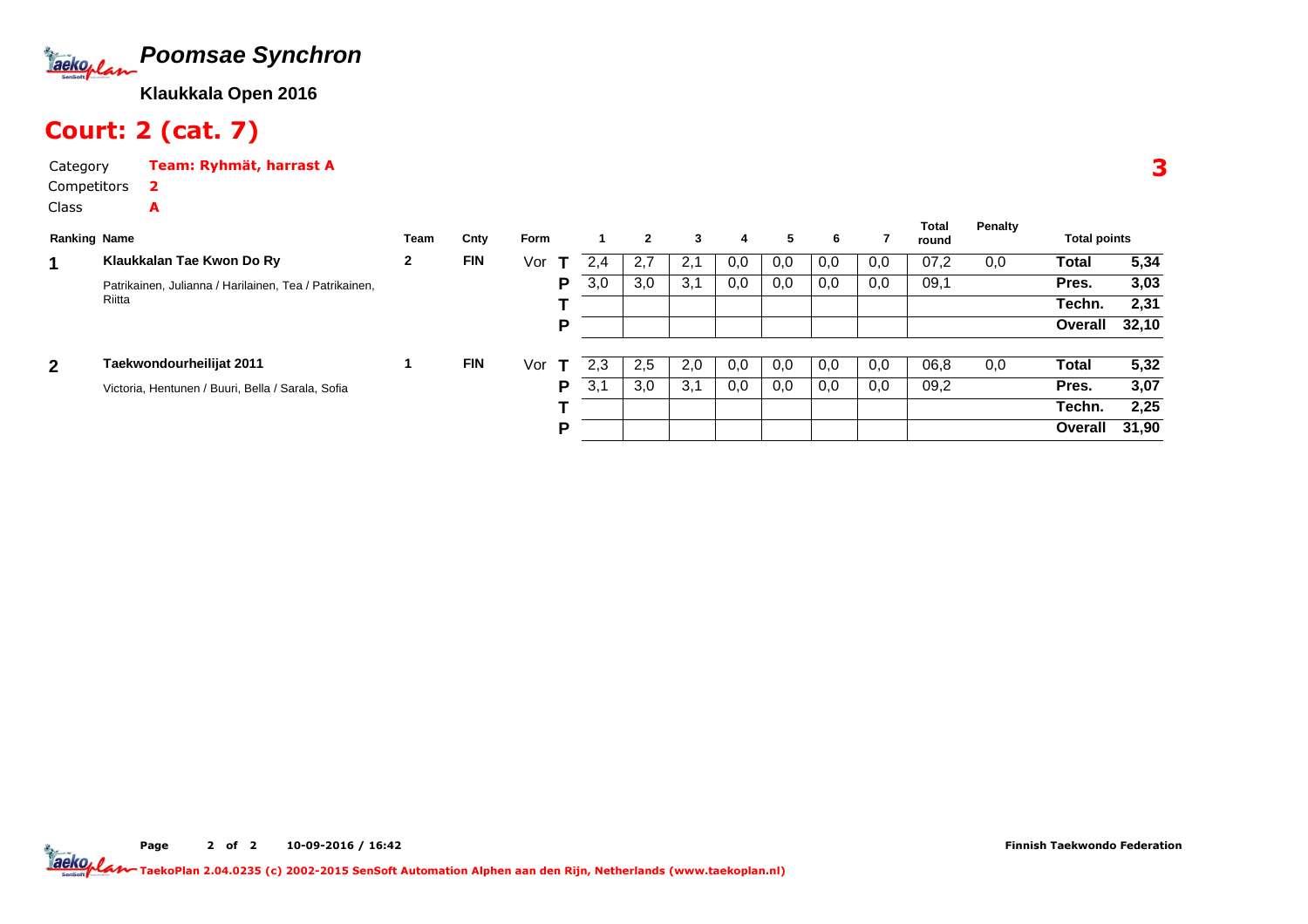# Poomsae Synchron

**Klaukkala Open 2016**

## Court: 2 (cat. 7)

3

Category **Team: Ryhmät, harrast A**
Competitors **2**
Class **A**

| Ranking | Name | Team | Cnty | Form | | 1 | 2 | 3 | 4 | 5 | 6 | 7 | Total round | Penalty | Total points | |
|---|---|---|---|---|---|---|---|---|---|---|---|---|---|---|---|---|
| 1 | **Klaukkalan Tae Kwon Do Ry** | 2 | FIN | Vor | T | 2,4 | 2,7 | 2,1 | 0,0 | 0,0 | 0,0 | 0,0 | 07,2 | 0,0 | **Total** | **5,34** |
| | Patrikainen, Julianna / Harilainen, Tea / Patrikainen, Riitta | | | | P | 3,0 | 3,0 | 3,1 | 0,0 | 0,0 | 0,0 | 0,0 | 09,1 | | **Pres.** | **3,03** |
| | | | | | T | | | | | | | | | | **Techn.** | **2,31** |
| | | | | | P | | | | | | | | | | **Overall** | **32,10** |
| 2 | **Taekwondourheilijat 2011** | 1 | FIN | Vor | T | 2,3 | 2,5 | 2,0 | 0,0 | 0,0 | 0,0 | 0,0 | 06,8 | 0,0 | **Total** | **5,32** |
| | Victoria, Hentunen / Buuri, Bella / Sarala, Sofia | | | | P | 3,1 | 3,0 | 3,1 | 0,0 | 0,0 | 0,0 | 0,0 | 09,2 | | **Pres.** | **3,07** |
| | | | | | T | | | | | | | | | | **Techn.** | **2,25** |
| | | | | | P | | | | | | | | | | **Overall** | **31,90** |